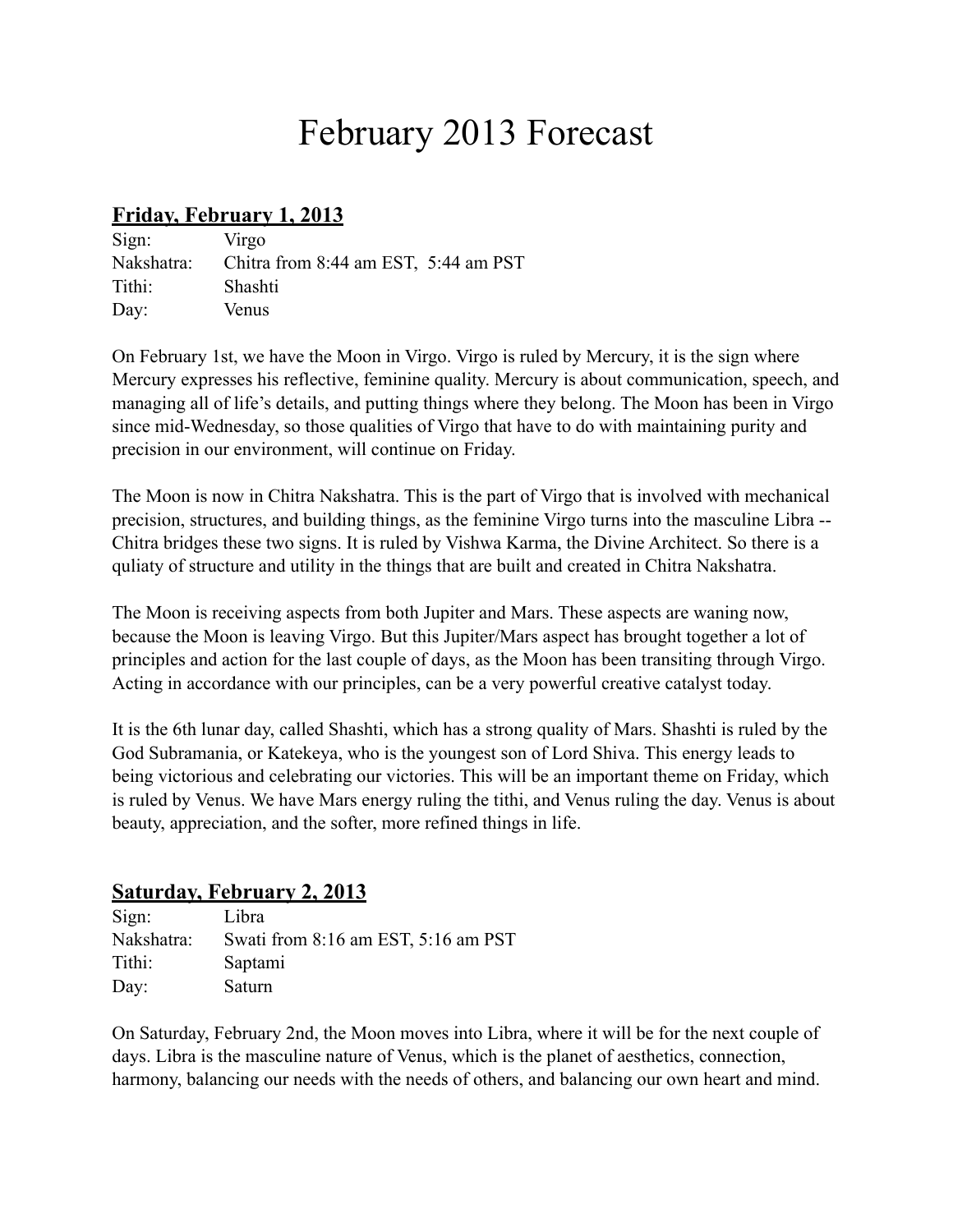# February 2013 Forecast

## **Friday, February 1, 2013**

Sign: Virgo
Nakshatra: Chitra from 8:44 am EST, 5:44 am PST
Tithi: Shashti
Day: Venus

On February 1st, we have the Moon in Virgo. Virgo is ruled by Mercury, it is the sign where Mercury expresses his reflective, feminine quality. Mercury is about communication, speech, and managing all of life's details, and putting things where they belong. The Moon has been in Virgo since mid-Wednesday, so those qualities of Virgo that have to do with maintaining purity and precision in our environment, will continue on Friday.

The Moon is now in Chitra Nakshatra. This is the part of Virgo that is involved with mechanical precision, structures, and building things, as the feminine Virgo turns into the masculine Libra -- Chitra bridges these two signs. It is ruled by Vishwa Karma, the Divine Architect. So there is a quliaty of structure and utility in the things that are built and created in Chitra Nakshatra.

The Moon is receiving aspects from both Jupiter and Mars. These aspects are waning now, because the Moon is leaving Virgo. But this Jupiter/Mars aspect has brought together a lot of principles and action for the last couple of days, as the Moon has been transiting through Virgo. Acting in accordance with our principles, can be a very powerful creative catalyst today.

It is the 6th lunar day, called Shashti, which has a strong quality of Mars. Shashti is ruled by the God Subramania, or Katekeya, who is the youngest son of Lord Shiva. This energy leads to being victorious and celebrating our victories. This will be an important theme on Friday, which is ruled by Venus. We have Mars energy ruling the tithi, and Venus ruling the day. Venus is about beauty, appreciation, and the softer, more refined things in life.

## **Saturday, February 2, 2013**

Sign: Libra
Nakshatra: Swati from 8:16 am EST, 5:16 am PST
Tithi: Saptami
Day: Saturn

On Saturday, February 2nd, the Moon moves into Libra, where it will be for the next couple of days. Libra is the masculine nature of Venus, which is the planet of aesthetics, connection, harmony, balancing our needs with the needs of others, and balancing our own heart and mind.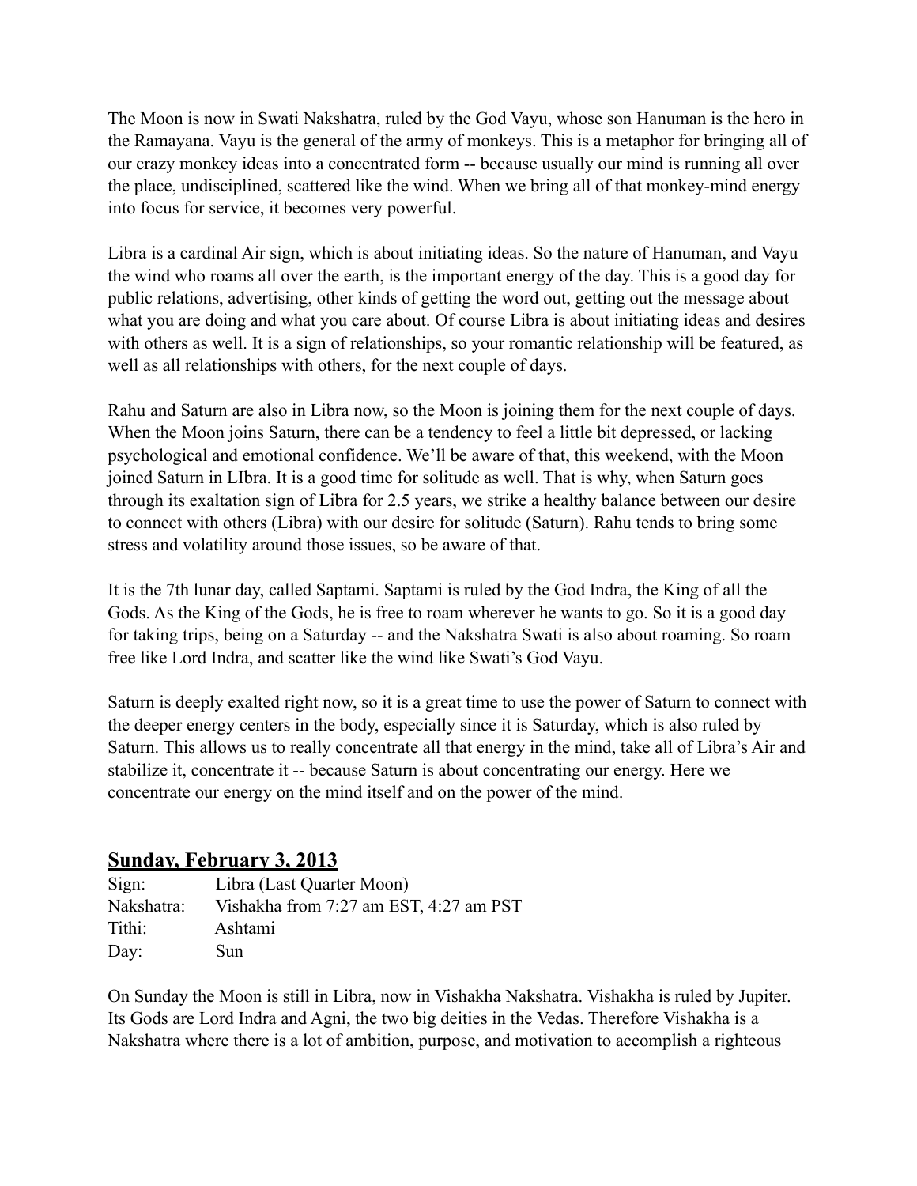The Moon is now in Swati Nakshatra, ruled by the God Vayu, whose son Hanuman is the hero in the Ramayana. Vayu is the general of the army of monkeys. This is a metaphor for bringing all of our crazy monkey ideas into a concentrated form -- because usually our mind is running all over the place, undisciplined, scattered like the wind. When we bring all of that monkey-mind energy into focus for service, it becomes very powerful.

Libra is a cardinal Air sign, which is about initiating ideas. So the nature of Hanuman, and Vayu the wind who roams all over the earth, is the important energy of the day. This is a good day for public relations, advertising, other kinds of getting the word out, getting out the message about what you are doing and what you care about. Of course Libra is about initiating ideas and desires with others as well. It is a sign of relationships, so your romantic relationship will be featured, as well as all relationships with others, for the next couple of days.

Rahu and Saturn are also in Libra now, so the Moon is joining them for the next couple of days. When the Moon joins Saturn, there can be a tendency to feel a little bit depressed, or lacking psychological and emotional confidence. We'll be aware of that, this weekend, with the Moon joined Saturn in LIbra. It is a good time for solitude as well. That is why, when Saturn goes through its exaltation sign of Libra for 2.5 years, we strike a healthy balance between our desire to connect with others (Libra) with our desire for solitude (Saturn). Rahu tends to bring some stress and volatility around those issues, so be aware of that.

It is the 7th lunar day, called Saptami. Saptami is ruled by the God Indra, the King of all the Gods. As the King of the Gods, he is free to roam wherever he wants to go. So it is a good day for taking trips, being on a Saturday -- and the Nakshatra Swati is also about roaming. So roam free like Lord Indra, and scatter like the wind like Swati's God Vayu.

Saturn is deeply exalted right now, so it is a great time to use the power of Saturn to connect with the deeper energy centers in the body, especially since it is Saturday, which is also ruled by Saturn. This allows us to really concentrate all that energy in the mind, take all of Libra's Air and stabilize it, concentrate it -- because Saturn is about concentrating our energy. Here we concentrate our energy on the mind itself and on the power of the mind.

## Sunday, February 3, 2013

| | |
|---|---|
| Sign: | Libra (Last Quarter Moon) |
| Nakshatra: | Vishakha from 7:27 am EST, 4:27 am PST |
| Tithi: | Ashtami |
| Day: | Sun |

On Sunday the Moon is still in Libra, now in Vishakha Nakshatra. Vishakha is ruled by Jupiter. Its Gods are Lord Indra and Agni, the two big deities in the Vedas. Therefore Vishakha is a Nakshatra where there is a lot of ambition, purpose, and motivation to accomplish a righteous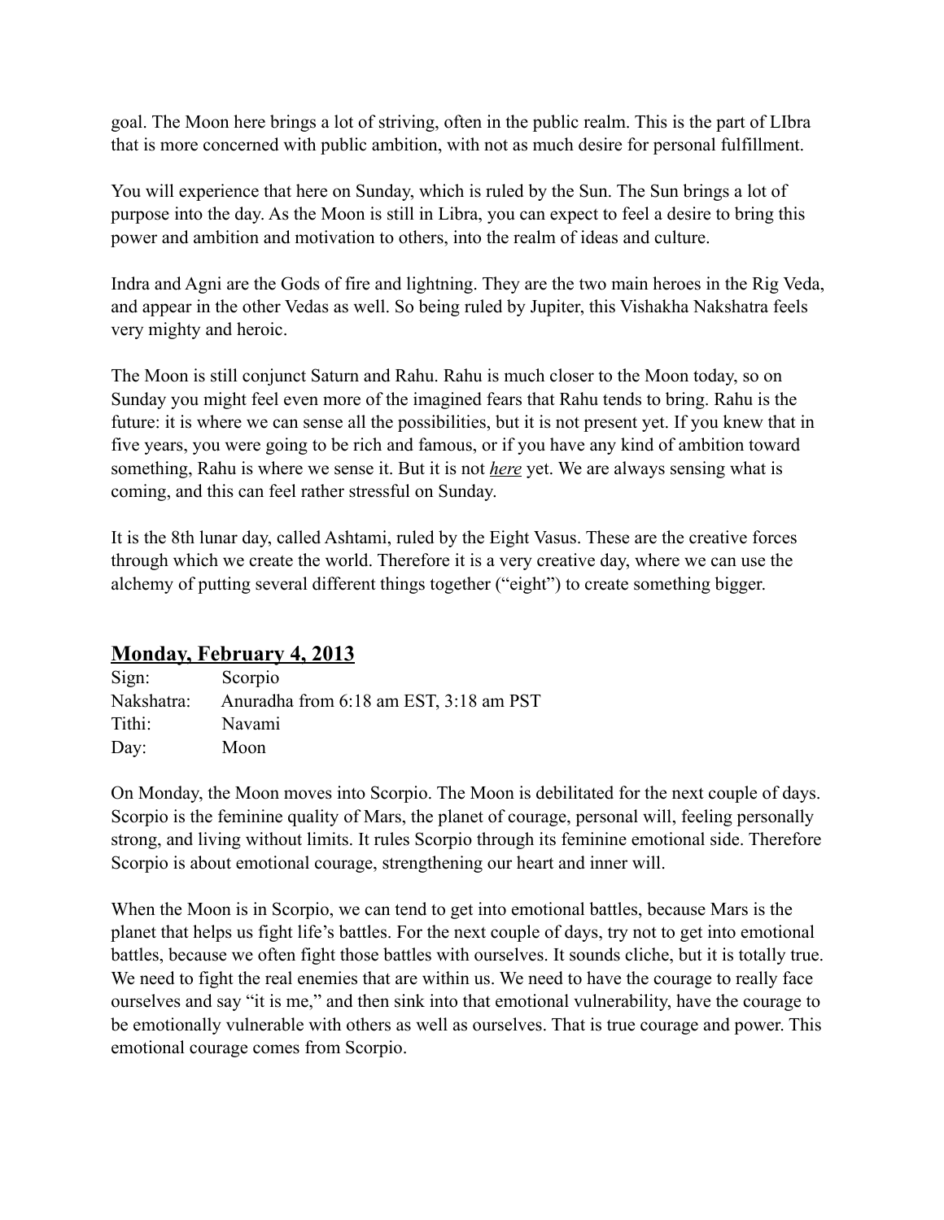goal. The Moon here brings a lot of striving, often in the public realm. This is the part of LIbra that is more concerned with public ambition, with not as much desire for personal fulfillment.

You will experience that here on Sunday, which is ruled by the Sun. The Sun brings a lot of purpose into the day. As the Moon is still in Libra, you can expect to feel a desire to bring this power and ambition and motivation to others, into the realm of ideas and culture.

Indra and Agni are the Gods of fire and lightning. They are the two main heroes in the Rig Veda, and appear in the other Vedas as well. So being ruled by Jupiter, this Vishakha Nakshatra feels very mighty and heroic.

The Moon is still conjunct Saturn and Rahu. Rahu is much closer to the Moon today, so on Sunday you might feel even more of the imagined fears that Rahu tends to bring. Rahu is the future: it is where we can sense all the possibilities, but it is not present yet. If you knew that in five years, you were going to be rich and famous, or if you have any kind of ambition toward something, Rahu is where we sense it. But it is not ***here*** yet. We are always sensing what is coming, and this can feel rather stressful on Sunday.

It is the 8th lunar day, called Ashtami, ruled by the Eight Vasus. These are the creative forces through which we create the world. Therefore it is a very creative day, where we can use the alchemy of putting several different things together ("eight") to create something bigger.

## Monday, February 4, 2013

| | |
|---|---|
| Sign: | Scorpio |
| Nakshatra: | Anuradha from 6:18 am EST, 3:18 am PST |
| Tithi: | Navami |
| Day: | Moon |

On Monday, the Moon moves into Scorpio. The Moon is debilitated for the next couple of days. Scorpio is the feminine quality of Mars, the planet of courage, personal will, feeling personally strong, and living without limits. It rules Scorpio through its feminine emotional side. Therefore Scorpio is about emotional courage, strengthening our heart and inner will.

When the Moon is in Scorpio, we can tend to get into emotional battles, because Mars is the planet that helps us fight life's battles. For the next couple of days, try not to get into emotional battles, because we often fight those battles with ourselves. It sounds cliche, but it is totally true. We need to fight the real enemies that are within us. We need to have the courage to really face ourselves and say "it is me," and then sink into that emotional vulnerability, have the courage to be emotionally vulnerable with others as well as ourselves. That is true courage and power. This emotional courage comes from Scorpio.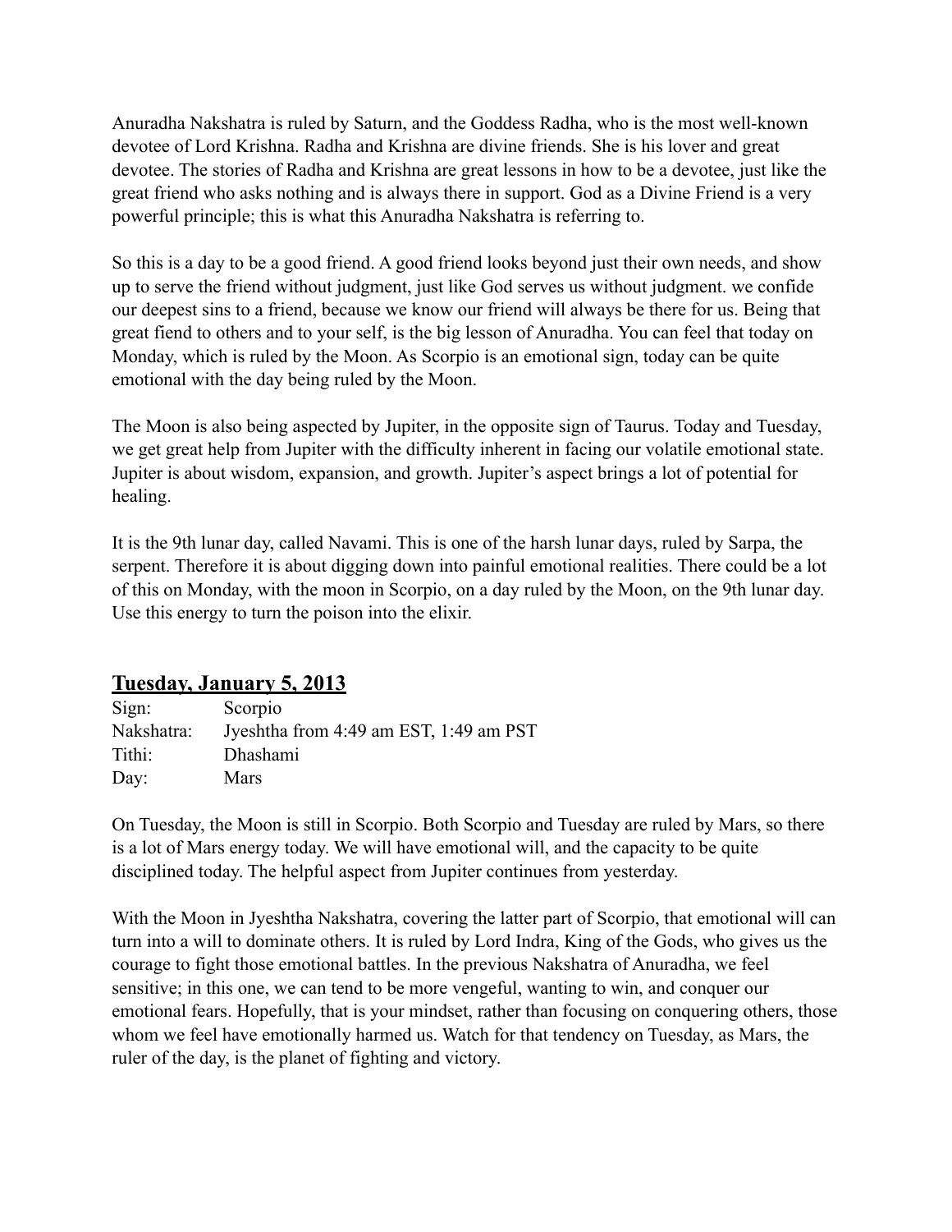Anuradha Nakshatra is ruled by Saturn, and the Goddess Radha, who is the most well-known devotee of Lord Krishna. Radha and Krishna are divine friends. She is his lover and great devotee. The stories of Radha and Krishna are great lessons in how to be a devotee, just like the great friend who asks nothing and is always there in support. God as a Divine Friend is a very powerful principle; this is what this Anuradha Nakshatra is referring to.

So this is a day to be a good friend. A good friend looks beyond just their own needs, and show up to serve the friend without judgment, just like God serves us without judgment. we confide our deepest sins to a friend, because we know our friend will always be there for us. Being that great fiend to others and to your self, is the big lesson of Anuradha. You can feel that today on Monday, which is ruled by the Moon. As Scorpio is an emotional sign, today can be quite emotional with the day being ruled by the Moon.

The Moon is also being aspected by Jupiter, in the opposite sign of Taurus. Today and Tuesday, we get great help from Jupiter with the difficulty inherent in facing our volatile emotional state. Jupiter is about wisdom, expansion, and growth. Jupiter's aspect brings a lot of potential for healing.

It is the 9th lunar day, called Navami. This is one of the harsh lunar days, ruled by Sarpa, the serpent. Therefore it is about digging down into painful emotional realities. There could be a lot of this on Monday, with the moon in Scorpio, on a day ruled by the Moon, on the 9th lunar day. Use this energy to turn the poison into the elixir.

## Tuesday, January 5, 2013

Sign: Scorpio
Nakshatra: Jyeshtha from 4:49 am EST, 1:49 am PST
Tithi: Dhashami
Day: Mars

On Tuesday, the Moon is still in Scorpio. Both Scorpio and Tuesday are ruled by Mars, so there is a lot of Mars energy today. We will have emotional will, and the capacity to be quite disciplined today. The helpful aspect from Jupiter continues from yesterday.

With the Moon in Jyeshtha Nakshatra, covering the latter part of Scorpio, that emotional will can turn into a will to dominate others. It is ruled by Lord Indra, King of the Gods, who gives us the courage to fight those emotional battles. In the previous Nakshatra of Anuradha, we feel sensitive; in this one, we can tend to be more vengeful, wanting to win, and conquer our emotional fears. Hopefully, that is your mindset, rather than focusing on conquering others, those whom we feel have emotionally harmed us. Watch for that tendency on Tuesday, as Mars, the ruler of the day, is the planet of fighting and victory.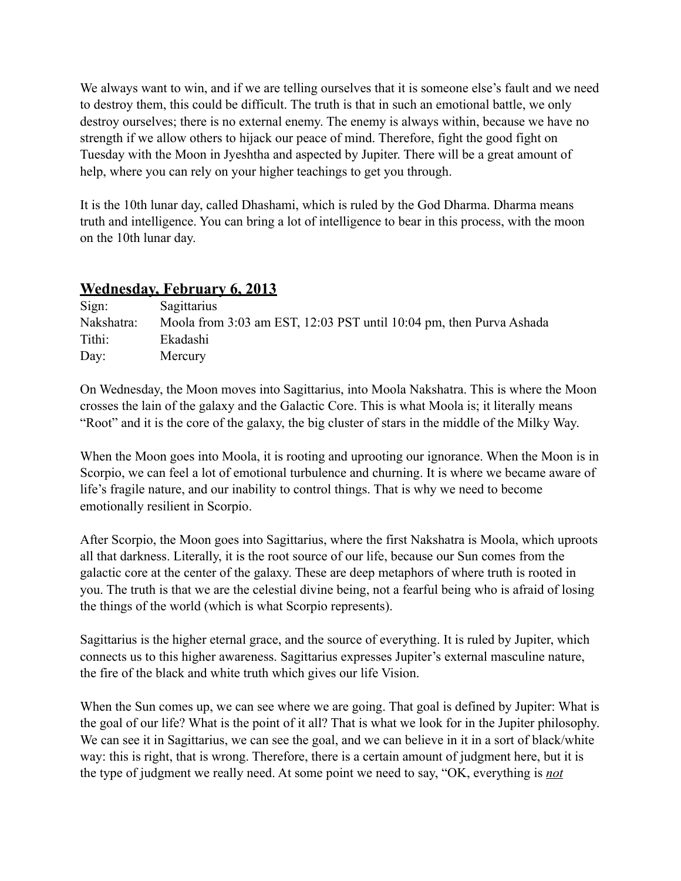We always want to win, and if we are telling ourselves that it is someone else's fault and we need to destroy them, this could be difficult. The truth is that in such an emotional battle, we only destroy ourselves; there is no external enemy. The enemy is always within, because we have no strength if we allow others to hijack our peace of mind. Therefore, fight the good fight on Tuesday with the Moon in Jyeshtha and aspected by Jupiter. There will be a great amount of help, where you can rely on your higher teachings to get you through.

It is the 10th lunar day, called Dhashami, which is ruled by the God Dharma. Dharma means truth and intelligence. You can bring a lot of intelligence to bear in this process, with the moon on the 10th lunar day.

## Wednesday, February 6, 2013

Sign: Sagittarius
Nakshatra: Moola from 3:03 am EST, 12:03 PST until 10:04 pm, then Purva Ashada
Tithi: Ekadashi
Day: Mercury

On Wednesday, the Moon moves into Sagittarius, into Moola Nakshatra. This is where the Moon crosses the lain of the galaxy and the Galactic Core. This is what Moola is; it literally means "Root" and it is the core of the galaxy, the big cluster of stars in the middle of the Milky Way.

When the Moon goes into Moola, it is rooting and uprooting our ignorance. When the Moon is in Scorpio, we can feel a lot of emotional turbulence and churning. It is where we became aware of life's fragile nature, and our inability to control things. That is why we need to become emotionally resilient in Scorpio.

After Scorpio, the Moon goes into Sagittarius, where the first Nakshatra is Moola, which uproots all that darkness. Literally, it is the root source of our life, because our Sun comes from the galactic core at the center of the galaxy. These are deep metaphors of where truth is rooted in you. The truth is that we are the celestial divine being, not a fearful being who is afraid of losing the things of the world (which is what Scorpio represents).

Sagittarius is the higher eternal grace, and the source of everything. It is ruled by Jupiter, which connects us to this higher awareness. Sagittarius expresses Jupiter's external masculine nature, the fire of the black and white truth which gives our life Vision.

When the Sun comes up, we can see where we are going. That goal is defined by Jupiter: What is the goal of our life? What is the point of it all? That is what we look for in the Jupiter philosophy. We can see it in Sagittarius, we can see the goal, and we can believe in it in a sort of black/white way: this is right, that is wrong. Therefore, there is a certain amount of judgment here, but it is the type of judgment we really need. At some point we need to say, "OK, everything is ***not***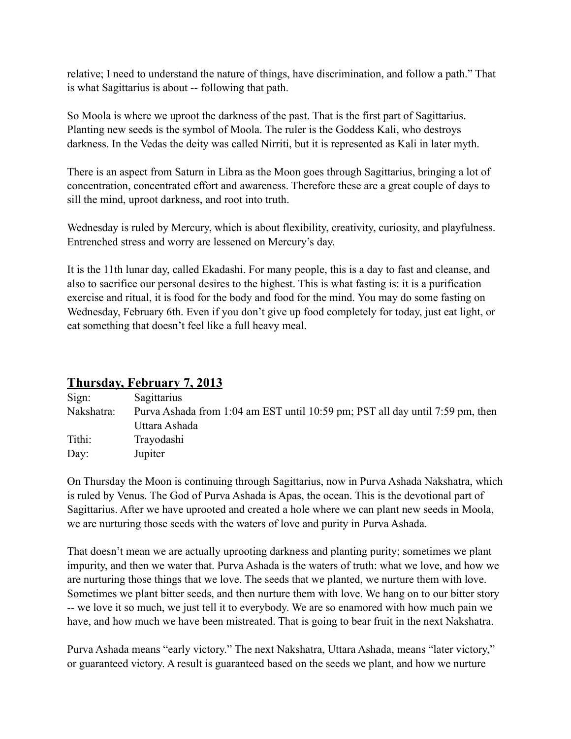relative; I need to understand the nature of things, have discrimination, and follow a path." That is what Sagittarius is about -- following that path.

So Moola is where we uproot the darkness of the past. That is the first part of Sagittarius. Planting new seeds is the symbol of Moola. The ruler is the Goddess Kali, who destroys darkness. In the Vedas the deity was called Nirriti, but it is represented as Kali in later myth.

There is an aspect from Saturn in Libra as the Moon goes through Sagittarius, bringing a lot of concentration, concentrated effort and awareness. Therefore these are a great couple of days to sill the mind, uproot darkness, and root into truth.

Wednesday is ruled by Mercury, which is about flexibility, creativity, curiosity, and playfulness. Entrenched stress and worry are lessened on Mercury's day.

It is the 11th lunar day, called Ekadashi. For many people, this is a day to fast and cleanse, and also to sacrifice our personal desires to the highest. This is what fasting is: it is a purification exercise and ritual, it is food for the body and food for the mind. You may do some fasting on Wednesday, February 6th. Even if you don't give up food completely for today, just eat light, or eat something that doesn't feel like a full heavy meal.

## Thursday, February 7, 2013

| | |
|---|---|
| Sign: | Sagittarius |
| Nakshatra: | Purva Ashada from 1:04 am EST until 10:59 pm; PST all day until 7:59 pm, then Uttara Ashada |
| Tithi: | Trayodashi |
| Day: | Jupiter |

On Thursday the Moon is continuing through Sagittarius, now in Purva Ashada Nakshatra, which is ruled by Venus. The God of Purva Ashada is Apas, the ocean. This is the devotional part of Sagittarius. After we have uprooted and created a hole where we can plant new seeds in Moola, we are nurturing those seeds with the waters of love and purity in Purva Ashada.

That doesn't mean we are actually uprooting darkness and planting purity; sometimes we plant impurity, and then we water that. Purva Ashada is the waters of truth: what we love, and how we are nurturing those things that we love. The seeds that we planted, we nurture them with love. Sometimes we plant bitter seeds, and then nurture them with love. We hang on to our bitter story -- we love it so much, we just tell it to everybody. We are so enamored with how much pain we have, and how much we have been mistreated. That is going to bear fruit in the next Nakshatra.

Purva Ashada means "early victory." The next Nakshatra, Uttara Ashada, means "later victory," or guaranteed victory. A result is guaranteed based on the seeds we plant, and how we nurture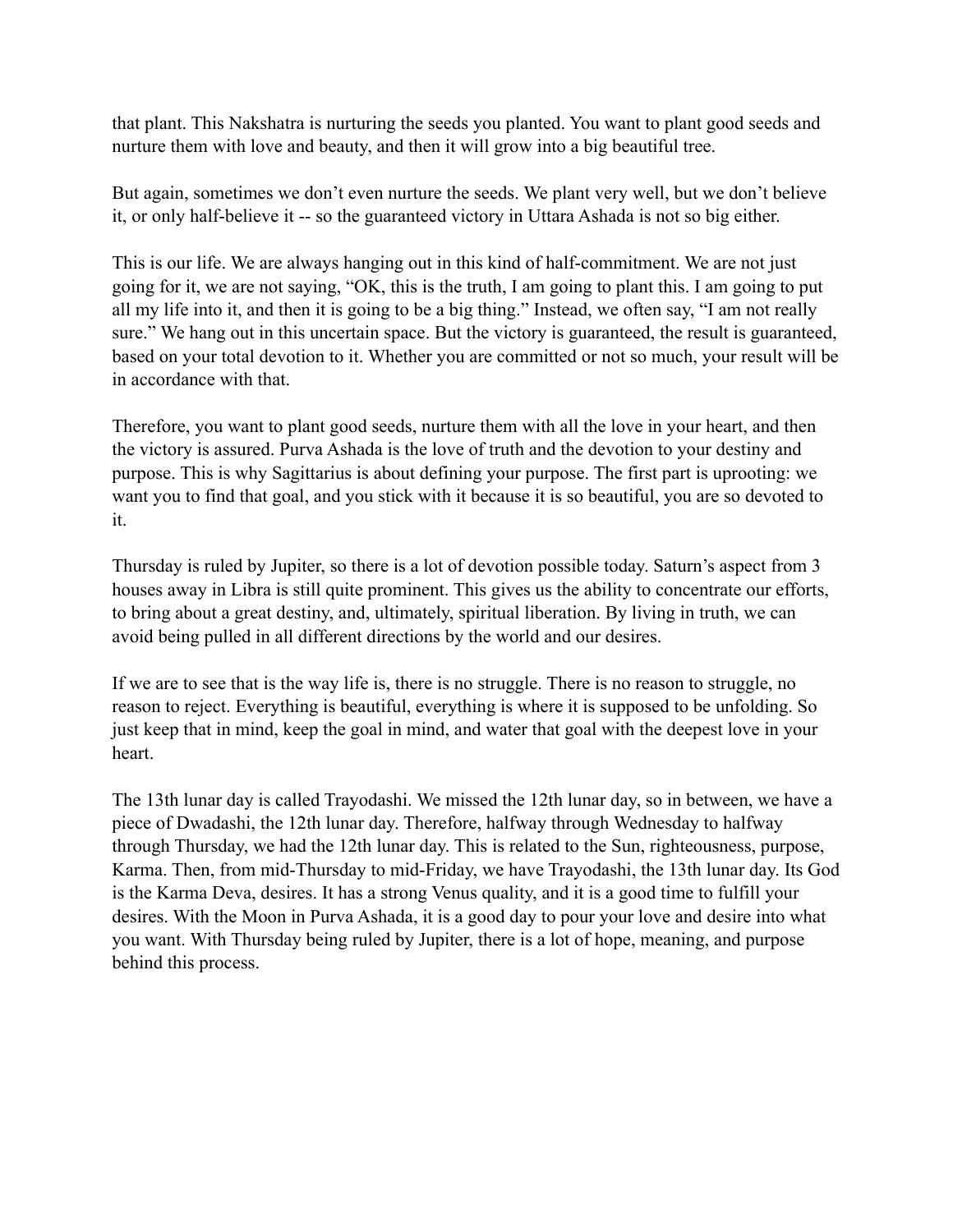that plant. This Nakshatra is nurturing the seeds you planted. You want to plant good seeds and nurture them with love and beauty, and then it will grow into a big beautiful tree.

But again, sometimes we don't even nurture the seeds. We plant very well, but we don't believe it, or only half-believe it -- so the guaranteed victory in Uttara Ashada is not so big either.

This is our life. We are always hanging out in this kind of half-commitment. We are not just going for it, we are not saying, "OK, this is the truth, I am going to plant this. I am going to put all my life into it, and then it is going to be a big thing." Instead, we often say, "I am not really sure." We hang out in this uncertain space. But the victory is guaranteed, the result is guaranteed, based on your total devotion to it. Whether you are committed or not so much, your result will be in accordance with that.

Therefore, you want to plant good seeds, nurture them with all the love in your heart, and then the victory is assured. Purva Ashada is the love of truth and the devotion to your destiny and purpose. This is why Sagittarius is about defining your purpose. The first part is uprooting: we want you to find that goal, and you stick with it because it is so beautiful, you are so devoted to it.

Thursday is ruled by Jupiter, so there is a lot of devotion possible today. Saturn's aspect from 3 houses away in Libra is still quite prominent. This gives us the ability to concentrate our efforts, to bring about a great destiny, and, ultimately, spiritual liberation. By living in truth, we can avoid being pulled in all different directions by the world and our desires.

If we are to see that is the way life is, there is no struggle. There is no reason to struggle, no reason to reject. Everything is beautiful, everything is where it is supposed to be unfolding. So just keep that in mind, keep the goal in mind, and water that goal with the deepest love in your heart.

The 13th lunar day is called Trayodashi. We missed the 12th lunar day, so in between, we have a piece of Dwadashi, the 12th lunar day. Therefore, halfway through Wednesday to halfway through Thursday, we had the 12th lunar day. This is related to the Sun, righteousness, purpose, Karma. Then, from mid-Thursday to mid-Friday, we have Trayodashi, the 13th lunar day. Its God is the Karma Deva, desires. It has a strong Venus quality, and it is a good time to fulfill your desires. With the Moon in Purva Ashada, it is a good day to pour your love and desire into what you want. With Thursday being ruled by Jupiter, there is a lot of hope, meaning, and purpose behind this process.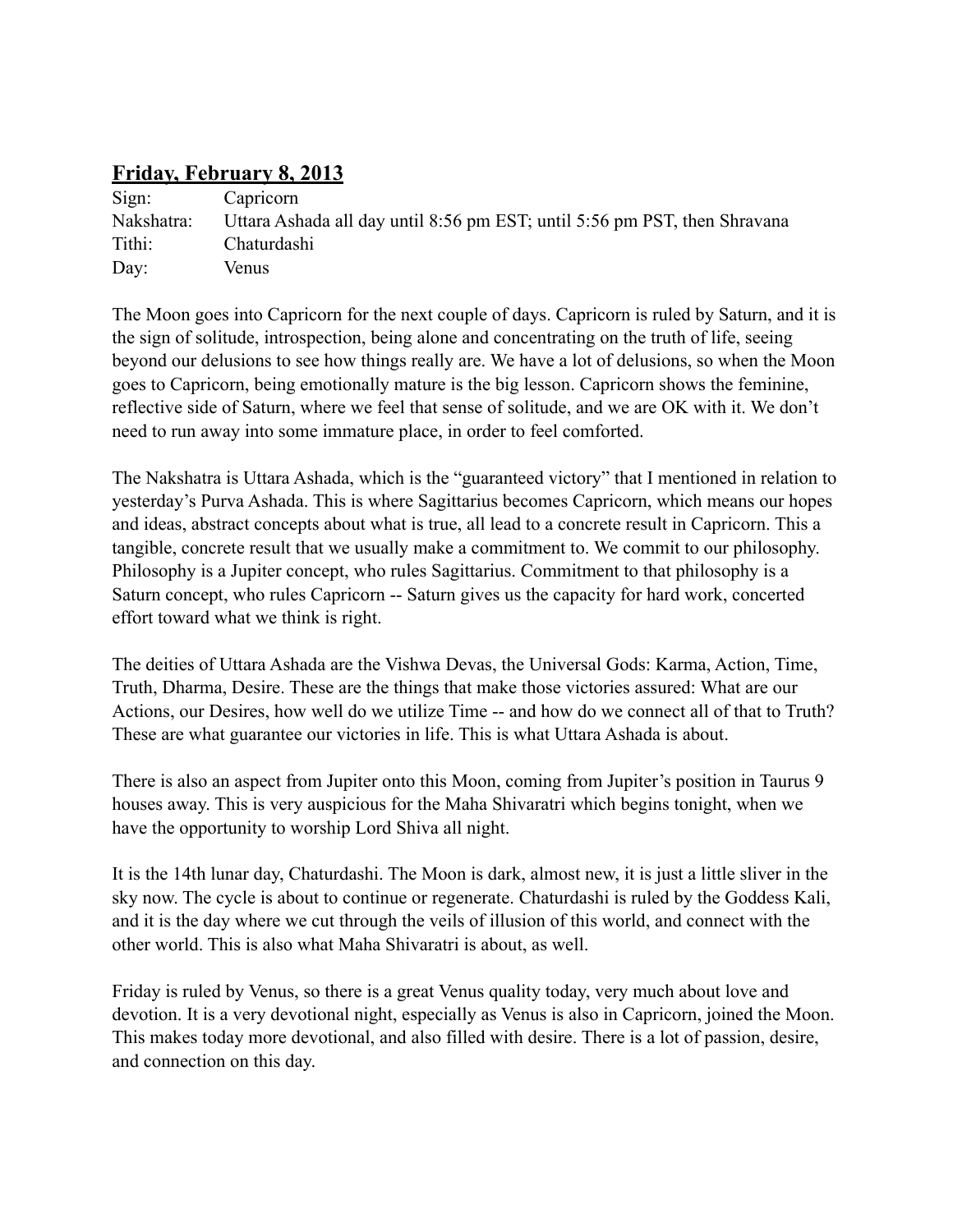## **Friday, February 8, 2013**

Sign: Capricorn
Nakshatra: Uttara Ashada all day until 8:56 pm EST; until 5:56 pm PST, then Shravana
Tithi: Chaturdashi
Day: Venus

The Moon goes into Capricorn for the next couple of days. Capricorn is ruled by Saturn, and it is the sign of solitude, introspection, being alone and concentrating on the truth of life, seeing beyond our delusions to see how things really are. We have a lot of delusions, so when the Moon goes to Capricorn, being emotionally mature is the big lesson. Capricorn shows the feminine, reflective side of Saturn, where we feel that sense of solitude, and we are OK with it. We don't need to run away into some immature place, in order to feel comforted.

The Nakshatra is Uttara Ashada, which is the "guaranteed victory" that I mentioned in relation to yesterday's Purva Ashada. This is where Sagittarius becomes Capricorn, which means our hopes and ideas, abstract concepts about what is true, all lead to a concrete result in Capricorn. This a tangible, concrete result that we usually make a commitment to. We commit to our philosophy. Philosophy is a Jupiter concept, who rules Sagittarius. Commitment to that philosophy is a Saturn concept, who rules Capricorn -- Saturn gives us the capacity for hard work, concerted effort toward what we think is right.

The deities of Uttara Ashada are the Vishwa Devas, the Universal Gods: Karma, Action, Time, Truth, Dharma, Desire. These are the things that make those victories assured: What are our Actions, our Desires, how well do we utilize Time -- and how do we connect all of that to Truth? These are what guarantee our victories in life. This is what Uttara Ashada is about.

There is also an aspect from Jupiter onto this Moon, coming from Jupiter's position in Taurus 9 houses away. This is very auspicious for the Maha Shivaratri which begins tonight, when we have the opportunity to worship Lord Shiva all night.

It is the 14th lunar day, Chaturdashi. The Moon is dark, almost new, it is just a little sliver in the sky now. The cycle is about to continue or regenerate. Chaturdashi is ruled by the Goddess Kali, and it is the day where we cut through the veils of illusion of this world, and connect with the other world. This is also what Maha Shivaratri is about, as well.

Friday is ruled by Venus, so there is a great Venus quality today, very much about love and devotion. It is a very devotional night, especially as Venus is also in Capricorn, joined the Moon. This makes today more devotional, and also filled with desire. There is a lot of passion, desire, and connection on this day.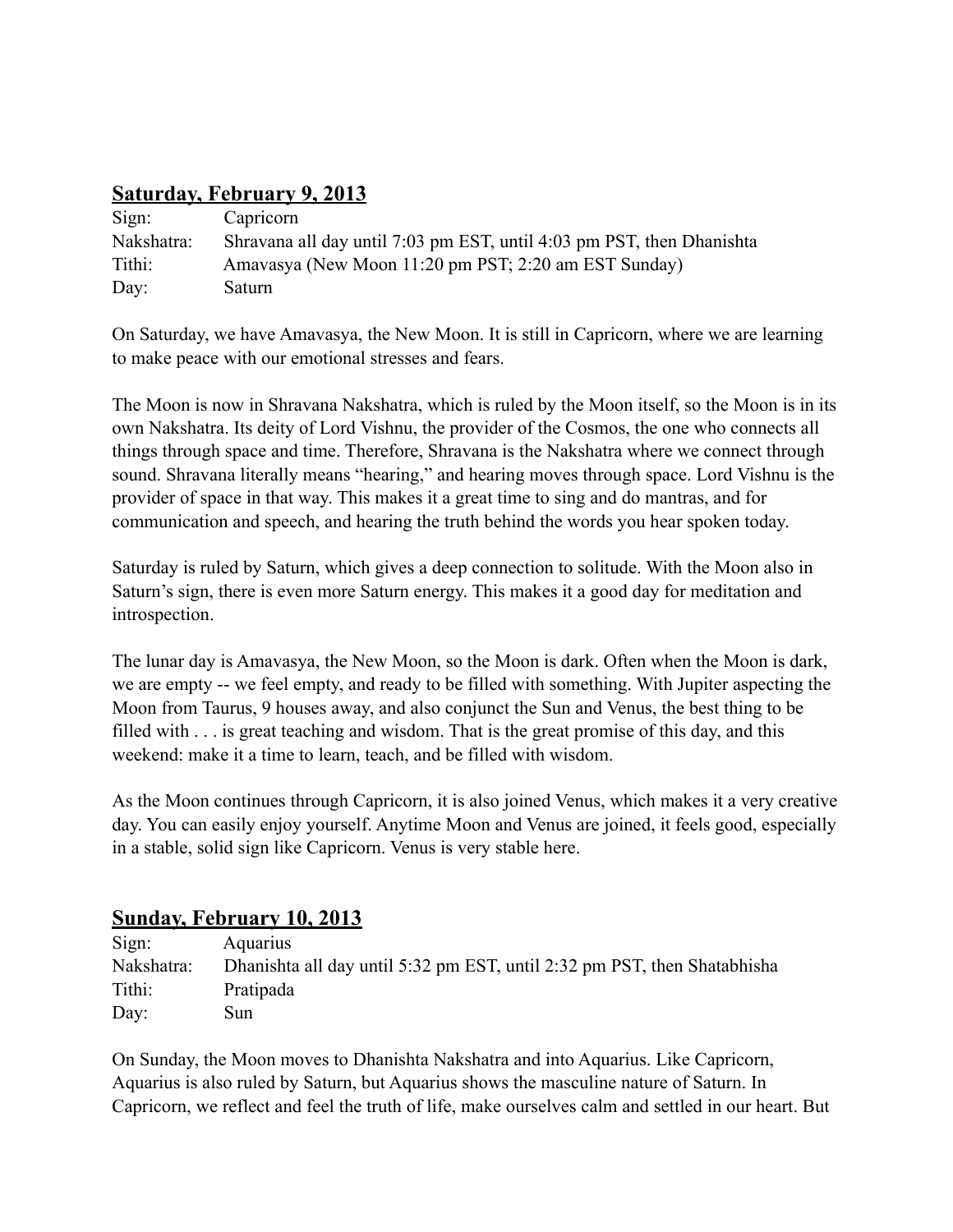## Saturday, February 9, 2013

Sign: Capricorn
Nakshatra: Shravana all day until 7:03 pm EST, until 4:03 pm PST, then Dhanishta
Tithi: Amavasya (New Moon 11:20 pm PST; 2:20 am EST Sunday)
Day: Saturn

On Saturday, we have Amavasya, the New Moon. It is still in Capricorn, where we are learning to make peace with our emotional stresses and fears.

The Moon is now in Shravana Nakshatra, which is ruled by the Moon itself, so the Moon is in its own Nakshatra. Its deity of Lord Vishnu, the provider of the Cosmos, the one who connects all things through space and time. Therefore, Shravana is the Nakshatra where we connect through sound. Shravana literally means "hearing," and hearing moves through space. Lord Vishnu is the provider of space in that way. This makes it a great time to sing and do mantras, and for communication and speech, and hearing the truth behind the words you hear spoken today.

Saturday is ruled by Saturn, which gives a deep connection to solitude. With the Moon also in Saturn's sign, there is even more Saturn energy. This makes it a good day for meditation and introspection.

The lunar day is Amavasya, the New Moon, so the Moon is dark. Often when the Moon is dark, we are empty -- we feel empty, and ready to be filled with something. With Jupiter aspecting the Moon from Taurus, 9 houses away, and also conjunct the Sun and Venus, the best thing to be filled with . . . is great teaching and wisdom. That is the great promise of this day, and this weekend: make it a time to learn, teach, and be filled with wisdom.

As the Moon continues through Capricorn, it is also joined Venus, which makes it a very creative day. You can easily enjoy yourself. Anytime Moon and Venus are joined, it feels good, especially in a stable, solid sign like Capricorn. Venus is very stable here.

## Sunday, February 10, 2013

Sign: Aquarius
Nakshatra: Dhanishta all day until 5:32 pm EST, until 2:32 pm PST, then Shatabhisha
Tithi: Pratipada
Day: Sun

On Sunday, the Moon moves to Dhanishta Nakshatra and into Aquarius. Like Capricorn, Aquarius is also ruled by Saturn, but Aquarius shows the masculine nature of Saturn. In Capricorn, we reflect and feel the truth of life, make ourselves calm and settled in our heart. But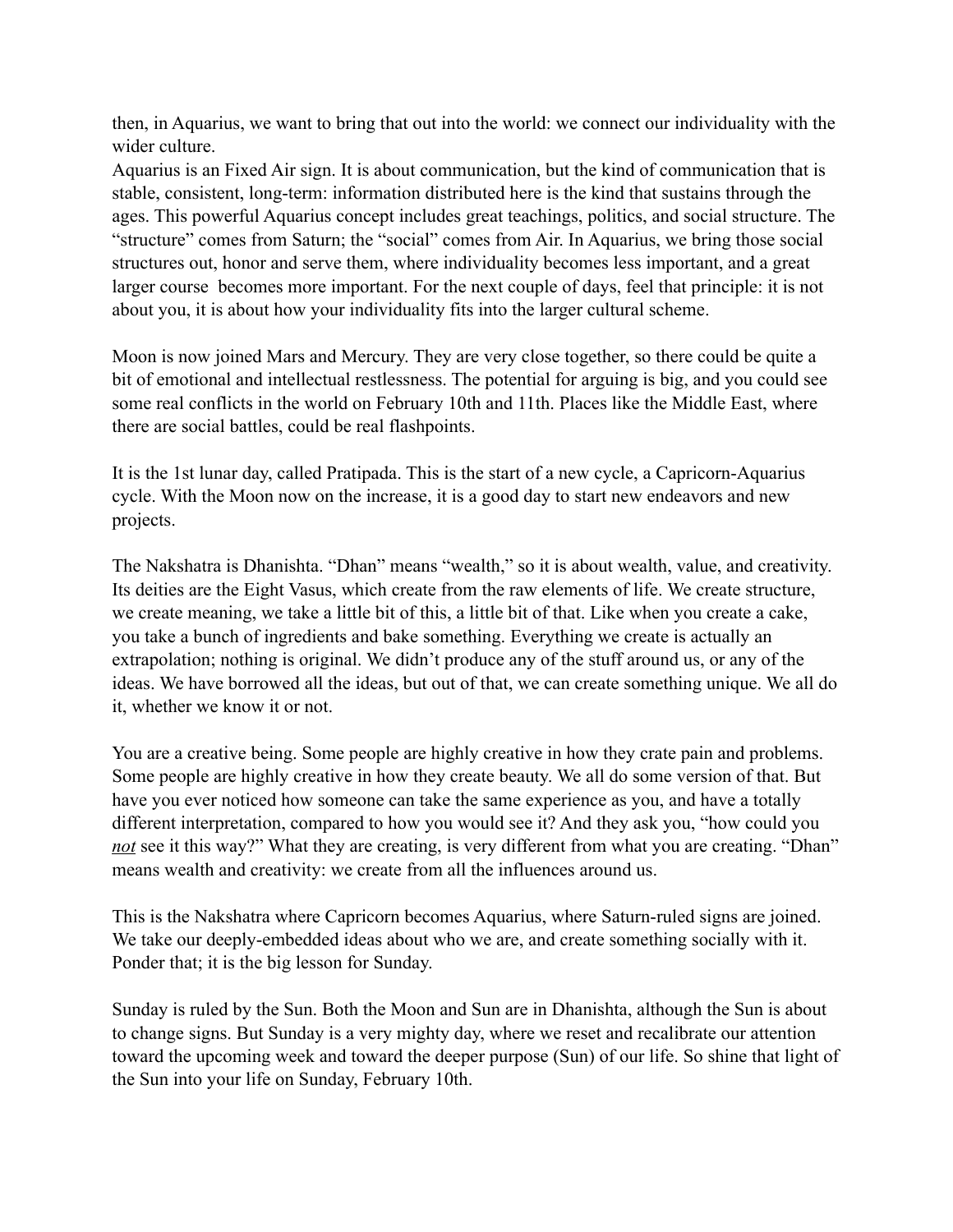then, in Aquarius, we want to bring that out into the world: we connect our individuality with the wider culture.
Aquarius is an Fixed Air sign. It is about communication, but the kind of communication that is stable, consistent, long-term: information distributed here is the kind that sustains through the ages. This powerful Aquarius concept includes great teachings, politics, and social structure. The "structure" comes from Saturn; the "social" comes from Air. In Aquarius, we bring those social structures out, honor and serve them, where individuality becomes less important, and a great larger course becomes more important. For the next couple of days, feel that principle: it is not about you, it is about how your individuality fits into the larger cultural scheme.

Moon is now joined Mars and Mercury. They are very close together, so there could be quite a bit of emotional and intellectual restlessness. The potential for arguing is big, and you could see some real conflicts in the world on February 10th and 11th. Places like the Middle East, where there are social battles, could be real flashpoints.

It is the 1st lunar day, called Pratipada. This is the start of a new cycle, a Capricorn-Aquarius cycle. With the Moon now on the increase, it is a good day to start new endeavors and new projects.

The Nakshatra is Dhanishta. "Dhan" means "wealth," so it is about wealth, value, and creativity. Its deities are the Eight Vasus, which create from the raw elements of life. We create structure, we create meaning, we take a little bit of this, a little bit of that. Like when you create a cake, you take a bunch of ingredients and bake something. Everything we create is actually an extrapolation; nothing is original. We didn't produce any of the stuff around us, or any of the ideas. We have borrowed all the ideas, but out of that, we can create something unique. We all do it, whether we know it or not.

You are a creative being. Some people are highly creative in how they crate pain and problems. Some people are highly creative in how they create beauty. We all do some version of that. But have you ever noticed how someone can take the same experience as you, and have a totally different interpretation, compared to how you would see it? And they ask you, "how could you ***not*** see it this way?" What they are creating, is very different from what you are creating. "Dhan" means wealth and creativity: we create from all the influences around us.

This is the Nakshatra where Capricorn becomes Aquarius, where Saturn-ruled signs are joined. We take our deeply-embedded ideas about who we are, and create something socially with it. Ponder that; it is the big lesson for Sunday.

Sunday is ruled by the Sun. Both the Moon and Sun are in Dhanishta, although the Sun is about to change signs. But Sunday is a very mighty day, where we reset and recalibrate our attention toward the upcoming week and toward the deeper purpose (Sun) of our life. So shine that light of the Sun into your life on Sunday, February 10th.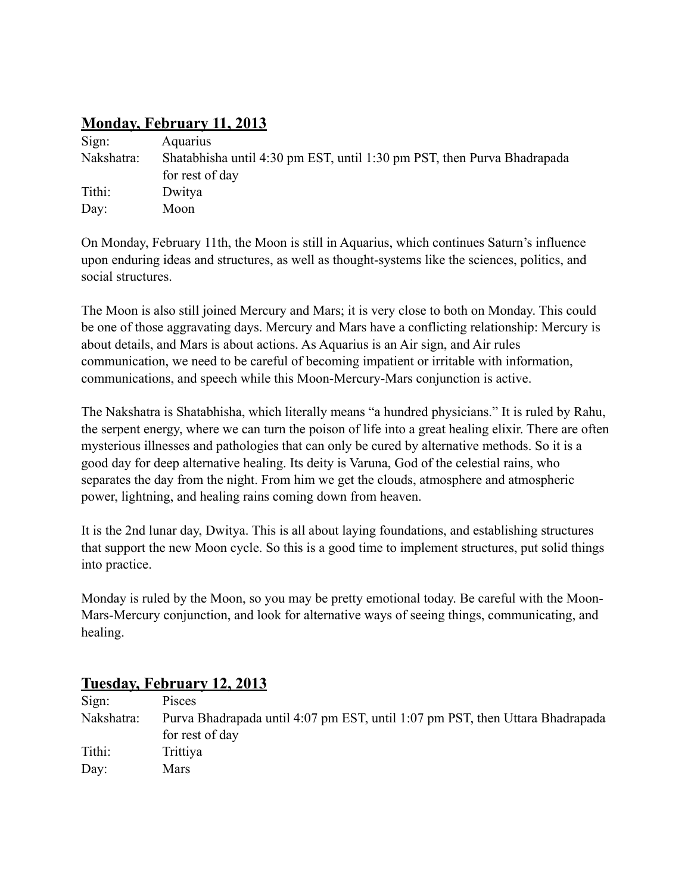## Monday, February 11, 2013

| | |
|---|---|
| Sign: | Aquarius |
| Nakshatra: | Shatabhisha until 4:30 pm EST, until 1:30 pm PST, then Purva Bhadrapada for rest of day |
| Tithi: | Dwitya |
| Day: | Moon |

On Monday, February 11th, the Moon is still in Aquarius, which continues Saturn's influence upon enduring ideas and structures, as well as thought-systems like the sciences, politics, and social structures.

The Moon is also still joined Mercury and Mars; it is very close to both on Monday. This could be one of those aggravating days. Mercury and Mars have a conflicting relationship: Mercury is about details, and Mars is about actions. As Aquarius is an Air sign, and Air rules communication, we need to be careful of becoming impatient or irritable with information, communications, and speech while this Moon-Mercury-Mars conjunction is active.

The Nakshatra is Shatabhisha, which literally means "a hundred physicians." It is ruled by Rahu, the serpent energy, where we can turn the poison of life into a great healing elixir. There are often mysterious illnesses and pathologies that can only be cured by alternative methods. So it is a good day for deep alternative healing. Its deity is Varuna, God of the celestial rains, who separates the day from the night. From him we get the clouds, atmosphere and atmospheric power, lightning, and healing rains coming down from heaven.

It is the 2nd lunar day, Dwitya. This is all about laying foundations, and establishing structures that support the new Moon cycle. So this is a good time to implement structures, put solid things into practice.

Monday is ruled by the Moon, so you may be pretty emotional today. Be careful with the Moon-Mars-Mercury conjunction, and look for alternative ways of seeing things, communicating, and healing.

## Tuesday, February 12, 2013

| | |
|---|---|
| Sign: | Pisces |
| Nakshatra: | Purva Bhadrapada until 4:07 pm EST, until 1:07 pm PST, then Uttara Bhadrapada for rest of day |
| Tithi: | Trittiya |
| Day: | Mars |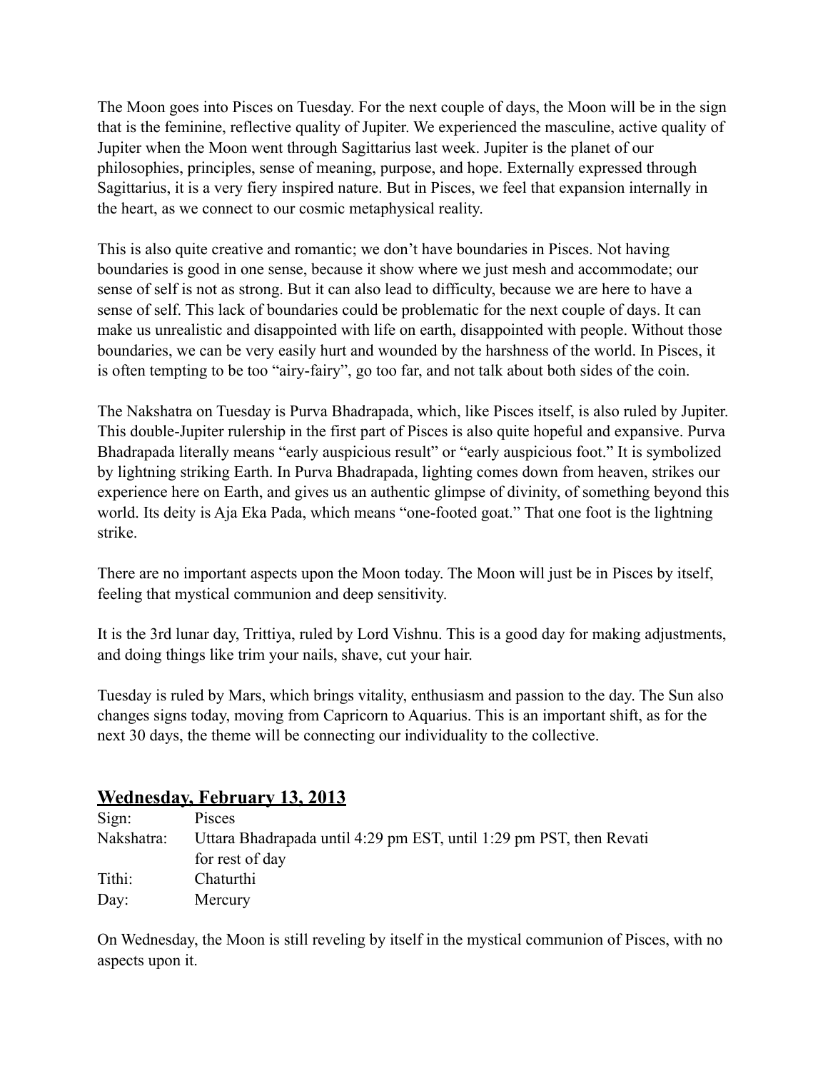The Moon goes into Pisces on Tuesday. For the next couple of days, the Moon will be in the sign that is the feminine, reflective quality of Jupiter. We experienced the masculine, active quality of Jupiter when the Moon went through Sagittarius last week. Jupiter is the planet of our philosophies, principles, sense of meaning, purpose, and hope. Externally expressed through Sagittarius, it is a very fiery inspired nature. But in Pisces, we feel that expansion internally in the heart, as we connect to our cosmic metaphysical reality.

This is also quite creative and romantic; we don't have boundaries in Pisces. Not having boundaries is good in one sense, because it show where we just mesh and accommodate; our sense of self is not as strong. But it can also lead to difficulty, because we are here to have a sense of self. This lack of boundaries could be problematic for the next couple of days. It can make us unrealistic and disappointed with life on earth, disappointed with people. Without those boundaries, we can be very easily hurt and wounded by the harshness of the world. In Pisces, it is often tempting to be too "airy-fairy", go too far, and not talk about both sides of the coin.

The Nakshatra on Tuesday is Purva Bhadrapada, which, like Pisces itself, is also ruled by Jupiter. This double-Jupiter rulership in the first part of Pisces is also quite hopeful and expansive. Purva Bhadrapada literally means "early auspicious result" or "early auspicious foot." It is symbolized by lightning striking Earth. In Purva Bhadrapada, lighting comes down from heaven, strikes our experience here on Earth, and gives us an authentic glimpse of divinity, of something beyond this world. Its deity is Aja Eka Pada, which means "one-footed goat." That one foot is the lightning strike.

There are no important aspects upon the Moon today. The Moon will just be in Pisces by itself, feeling that mystical communion and deep sensitivity.

It is the 3rd lunar day, Trittiya, ruled by Lord Vishnu. This is a good day for making adjustments, and doing things like trim your nails, shave, cut your hair.

Tuesday is ruled by Mars, which brings vitality, enthusiasm and passion to the day. The Sun also changes signs today, moving from Capricorn to Aquarius. This is an important shift, as for the next 30 days, the theme will be connecting our individuality to the collective.

## Wednesday, February 13, 2013

| | |
|---|---|
| Sign: | Pisces |
| Nakshatra: | Uttara Bhadrapada until 4:29 pm EST, until 1:29 pm PST, then Revati for rest of day |
| Tithi: | Chaturthi |
| Day: | Mercury |

On Wednesday, the Moon is still reveling by itself in the mystical communion of Pisces, with no aspects upon it.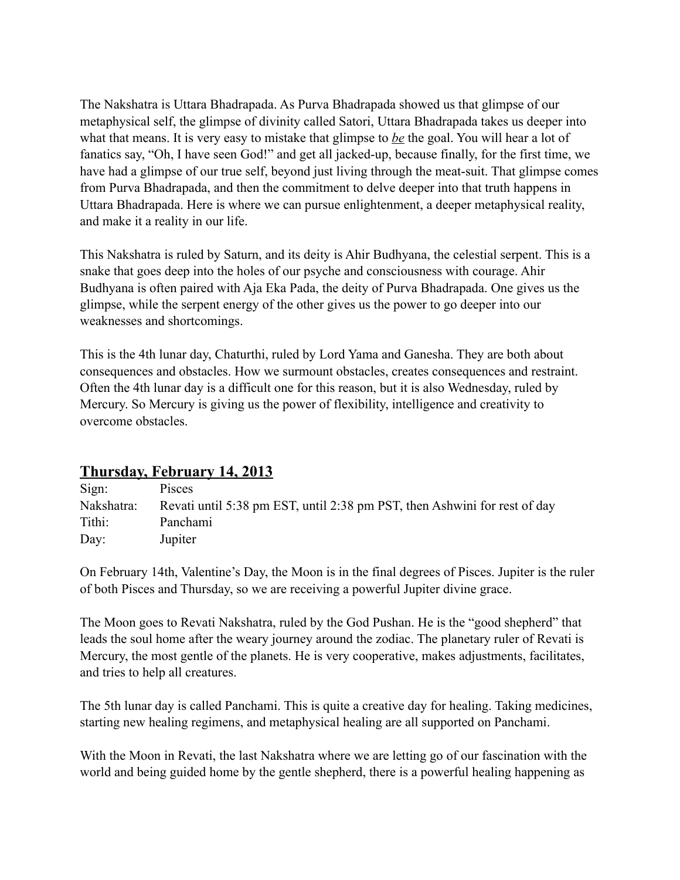The Nakshatra is Uttara Bhadrapada. As Purva Bhadrapada showed us that glimpse of our metaphysical self, the glimpse of divinity called Satori, Uttara Bhadrapada takes us deeper into what that means. It is very easy to mistake that glimpse to *be* the goal. You will hear a lot of fanatics say, "Oh, I have seen God!" and get all jacked-up, because finally, for the first time, we have had a glimpse of our true self, beyond just living through the meat-suit. That glimpse comes from Purva Bhadrapada, and then the commitment to delve deeper into that truth happens in Uttara Bhadrapada. Here is where we can pursue enlightenment, a deeper metaphysical reality, and make it a reality in our life.

This Nakshatra is ruled by Saturn, and its deity is Ahir Budhyana, the celestial serpent. This is a snake that goes deep into the holes of our psyche and consciousness with courage. Ahir Budhyana is often paired with Aja Eka Pada, the deity of Purva Bhadrapada. One gives us the glimpse, while the serpent energy of the other gives us the power to go deeper into our weaknesses and shortcomings.

This is the 4th lunar day, Chaturthi, ruled by Lord Yama and Ganesha. They are both about consequences and obstacles. How we surmount obstacles, creates consequences and restraint. Often the 4th lunar day is a difficult one for this reason, but it is also Wednesday, ruled by Mercury. So Mercury is giving us the power of flexibility, intelligence and creativity to overcome obstacles.

## Thursday, February 14, 2013

| | |
|---|---|
| Sign: | Pisces |
| Nakshatra: | Revati until 5:38 pm EST, until 2:38 pm PST, then Ashwini for rest of day |
| Tithi: | Panchami |
| Day: | Jupiter |

On February 14th, Valentine's Day, the Moon is in the final degrees of Pisces. Jupiter is the ruler of both Pisces and Thursday, so we are receiving a powerful Jupiter divine grace.

The Moon goes to Revati Nakshatra, ruled by the God Pushan. He is the "good shepherd" that leads the soul home after the weary journey around the zodiac. The planetary ruler of Revati is Mercury, the most gentle of the planets. He is very cooperative, makes adjustments, facilitates, and tries to help all creatures.

The 5th lunar day is called Panchami. This is quite a creative day for healing. Taking medicines, starting new healing regimens, and metaphysical healing are all supported on Panchami.

With the Moon in Revati, the last Nakshatra where we are letting go of our fascination with the world and being guided home by the gentle shepherd, there is a powerful healing happening as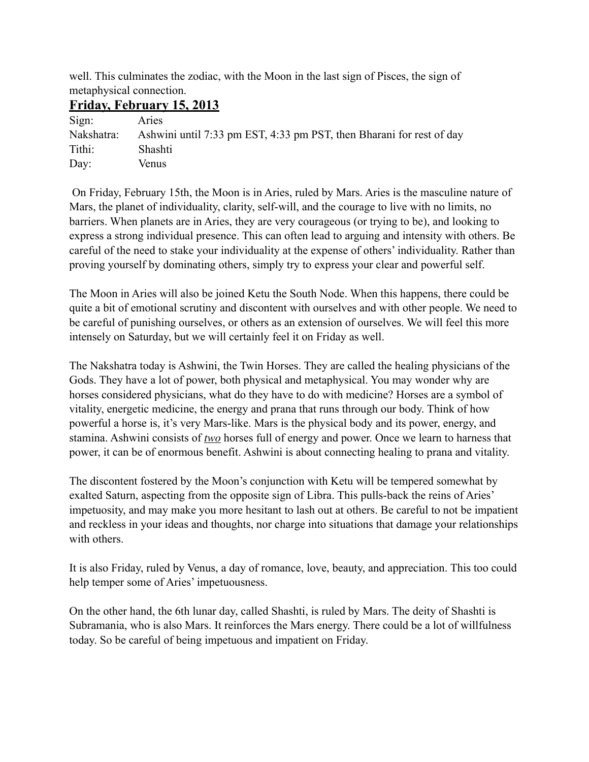well. This culminates the zodiac, with the Moon in the last sign of Pisces, the sign of metaphysical connection.

## Friday, February 15, 2013

| | |
|---|---|
| Sign: | Aries |
| Nakshatra: | Ashwini until 7:33 pm EST, 4:33 pm PST, then Bharani for rest of day |
| Tithi: | Shashti |
| Day: | Venus |

On Friday, February 15th, the Moon is in Aries, ruled by Mars. Aries is the masculine nature of Mars, the planet of individuality, clarity, self-will, and the courage to live with no limits, no barriers. When planets are in Aries, they are very courageous (or trying to be), and looking to express a strong individual presence. This can often lead to arguing and intensity with others. Be careful of the need to stake your individuality at the expense of others' individuality. Rather than proving yourself by dominating others, simply try to express your clear and powerful self.

The Moon in Aries will also be joined Ketu the South Node. When this happens, there could be quite a bit of emotional scrutiny and discontent with ourselves and with other people. We need to be careful of punishing ourselves, or others as an extension of ourselves. We will feel this more intensely on Saturday, but we will certainly feel it on Friday as well.

The Nakshatra today is Ashwini, the Twin Horses. They are called the healing physicians of the Gods. They have a lot of power, both physical and metaphysical. You may wonder why are horses considered physicians, what do they have to do with medicine? Horses are a symbol of vitality, energetic medicine, the energy and prana that runs through our body. Think of how powerful a horse is, it's very Mars-like. Mars is the physical body and its power, energy, and stamina. Ashwini consists of ***two*** horses full of energy and power. Once we learn to harness that power, it can be of enormous benefit. Ashwini is about connecting healing to prana and vitality.

The discontent fostered by the Moon's conjunction with Ketu will be tempered somewhat by exalted Saturn, aspecting from the opposite sign of Libra. This pulls-back the reins of Aries' impetuosity, and may make you more hesitant to lash out at others. Be careful to not be impatient and reckless in your ideas and thoughts, nor charge into situations that damage your relationships with others.

It is also Friday, ruled by Venus, a day of romance, love, beauty, and appreciation. This too could help temper some of Aries' impetuousness.

On the other hand, the 6th lunar day, called Shashti, is ruled by Mars. The deity of Shashti is Subramania, who is also Mars. It reinforces the Mars energy. There could be a lot of willfulness today. So be careful of being impetuous and impatient on Friday.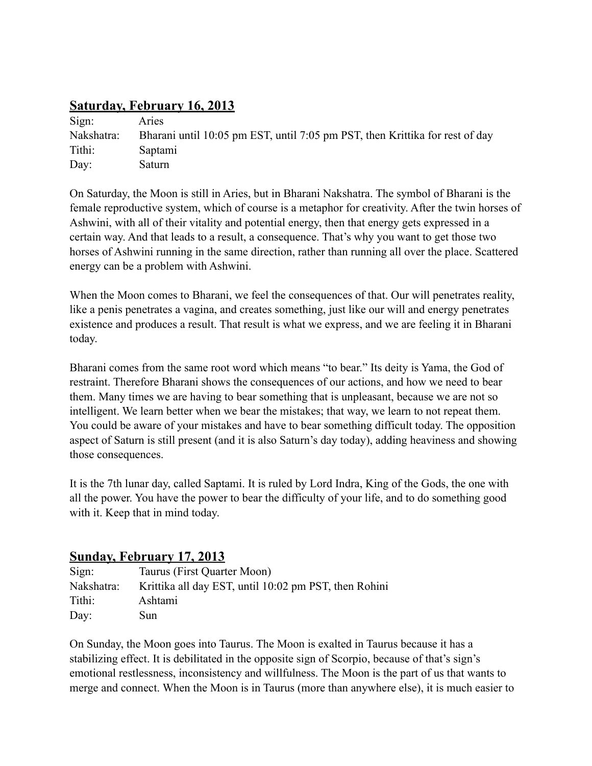## <u>Saturday, February 16, 2013</u>

| | |
|---|---|
| Sign: | Aries |
| Nakshatra: | Bharani until 10:05 pm EST, until 7:05 pm PST, then Krittika for rest of day |
| Tithi: | Saptami |
| Day: | Saturn |

On Saturday, the Moon is still in Aries, but in Bharani Nakshatra. The symbol of Bharani is the female reproductive system, which of course is a metaphor for creativity. After the twin horses of Ashwini, with all of their vitality and potential energy, then that energy gets expressed in a certain way. And that leads to a result, a consequence. That's why you want to get those two horses of Ashwini running in the same direction, rather than running all over the place. Scattered energy can be a problem with Ashwini.

When the Moon comes to Bharani, we feel the consequences of that. Our will penetrates reality, like a penis penetrates a vagina, and creates something, just like our will and energy penetrates existence and produces a result. That result is what we express, and we are feeling it in Bharani today.

Bharani comes from the same root word which means "to bear." Its deity is Yama, the God of restraint. Therefore Bharani shows the consequences of our actions, and how we need to bear them. Many times we are having to bear something that is unpleasant, because we are not so intelligent. We learn better when we bear the mistakes; that way, we learn to not repeat them. You could be aware of your mistakes and have to bear something difficult today. The opposition aspect of Saturn is still present (and it is also Saturn's day today), adding heaviness and showing those consequences.

It is the 7th lunar day, called Saptami. It is ruled by Lord Indra, King of the Gods, the one with all the power. You have the power to bear the difficulty of your life, and to do something good with it. Keep that in mind today.

## <u>Sunday, February 17, 2013</u>

| | |
|---|---|
| Sign: | Taurus (First Quarter Moon) |
| Nakshatra: | Krittika all day EST, until 10:02 pm PST, then Rohini |
| Tithi: | Ashtami |
| Day: | Sun |

On Sunday, the Moon goes into Taurus. The Moon is exalted in Taurus because it has a stabilizing effect. It is debilitated in the opposite sign of Scorpio, because of that's sign's emotional restlessness, inconsistency and willfulness. The Moon is the part of us that wants to merge and connect. When the Moon is in Taurus (more than anywhere else), it is much easier to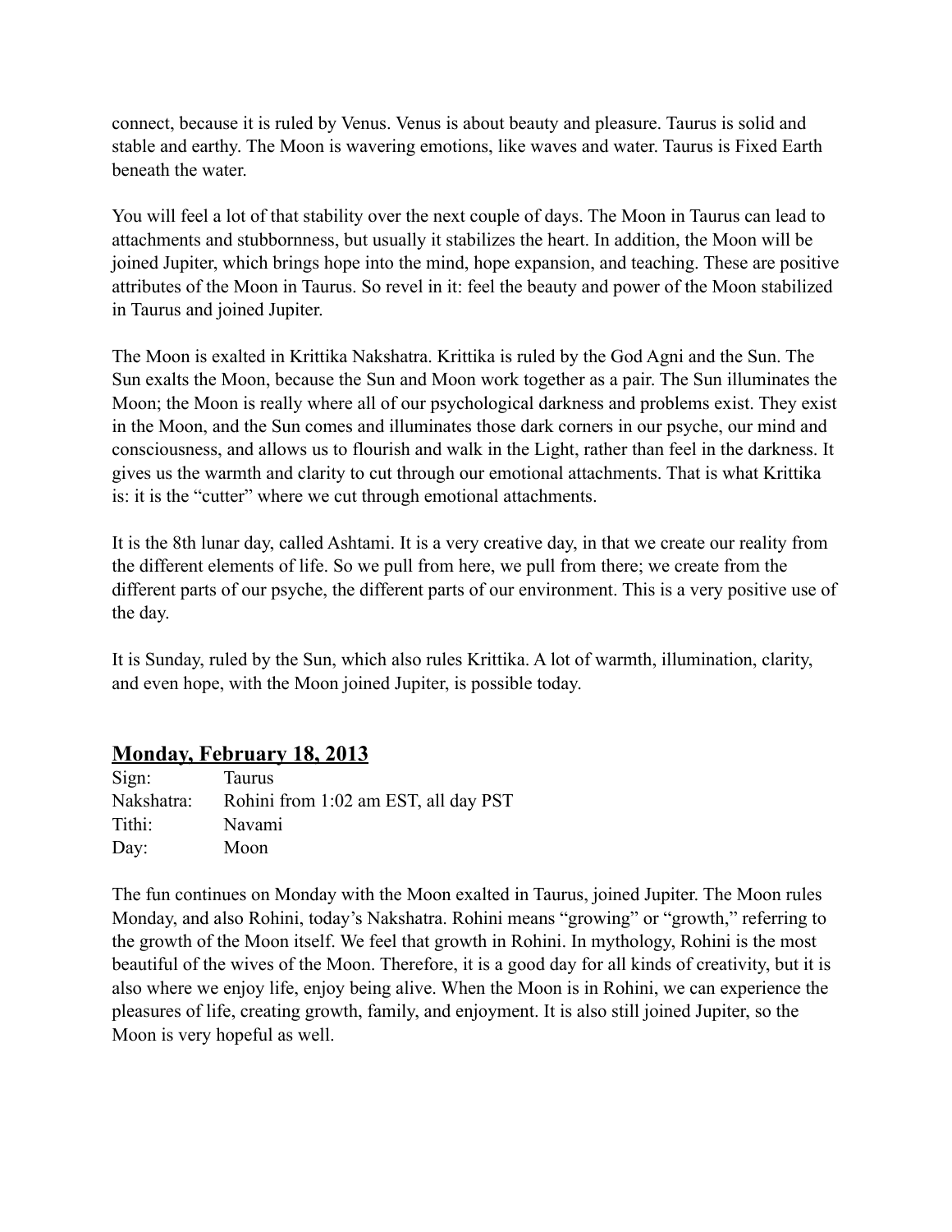connect, because it is ruled by Venus. Venus is about beauty and pleasure. Taurus is solid and stable and earthy. The Moon is wavering emotions, like waves and water. Taurus is Fixed Earth beneath the water.

You will feel a lot of that stability over the next couple of days. The Moon in Taurus can lead to attachments and stubbornness, but usually it stabilizes the heart. In addition, the Moon will be joined Jupiter, which brings hope into the mind, hope expansion, and teaching. These are positive attributes of the Moon in Taurus. So revel in it: feel the beauty and power of the Moon stabilized in Taurus and joined Jupiter.

The Moon is exalted in Krittika Nakshatra. Krittika is ruled by the God Agni and the Sun. The Sun exalts the Moon, because the Sun and Moon work together as a pair. The Sun illuminates the Moon; the Moon is really where all of our psychological darkness and problems exist. They exist in the Moon, and the Sun comes and illuminates those dark corners in our psyche, our mind and consciousness, and allows us to flourish and walk in the Light, rather than feel in the darkness. It gives us the warmth and clarity to cut through our emotional attachments. That is what Krittika is: it is the "cutter" where we cut through emotional attachments.

It is the 8th lunar day, called Ashtami. It is a very creative day, in that we create our reality from the different elements of life. So we pull from here, we pull from there; we create from the different parts of our psyche, the different parts of our environment. This is a very positive use of the day.

It is Sunday, ruled by the Sun, which also rules Krittika. A lot of warmth, illumination, clarity, and even hope, with the Moon joined Jupiter, is possible today.

## Monday, February 18, 2013

| | |
|---|---|
| Sign: | Taurus |
| Nakshatra: | Rohini from 1:02 am EST, all day PST |
| Tithi: | Navami |
| Day: | Moon |

The fun continues on Monday with the Moon exalted in Taurus, joined Jupiter. The Moon rules Monday, and also Rohini, today's Nakshatra. Rohini means "growing" or "growth," referring to the growth of the Moon itself. We feel that growth in Rohini. In mythology, Rohini is the most beautiful of the wives of the Moon. Therefore, it is a good day for all kinds of creativity, but it is also where we enjoy life, enjoy being alive. When the Moon is in Rohini, we can experience the pleasures of life, creating growth, family, and enjoyment. It is also still joined Jupiter, so the Moon is very hopeful as well.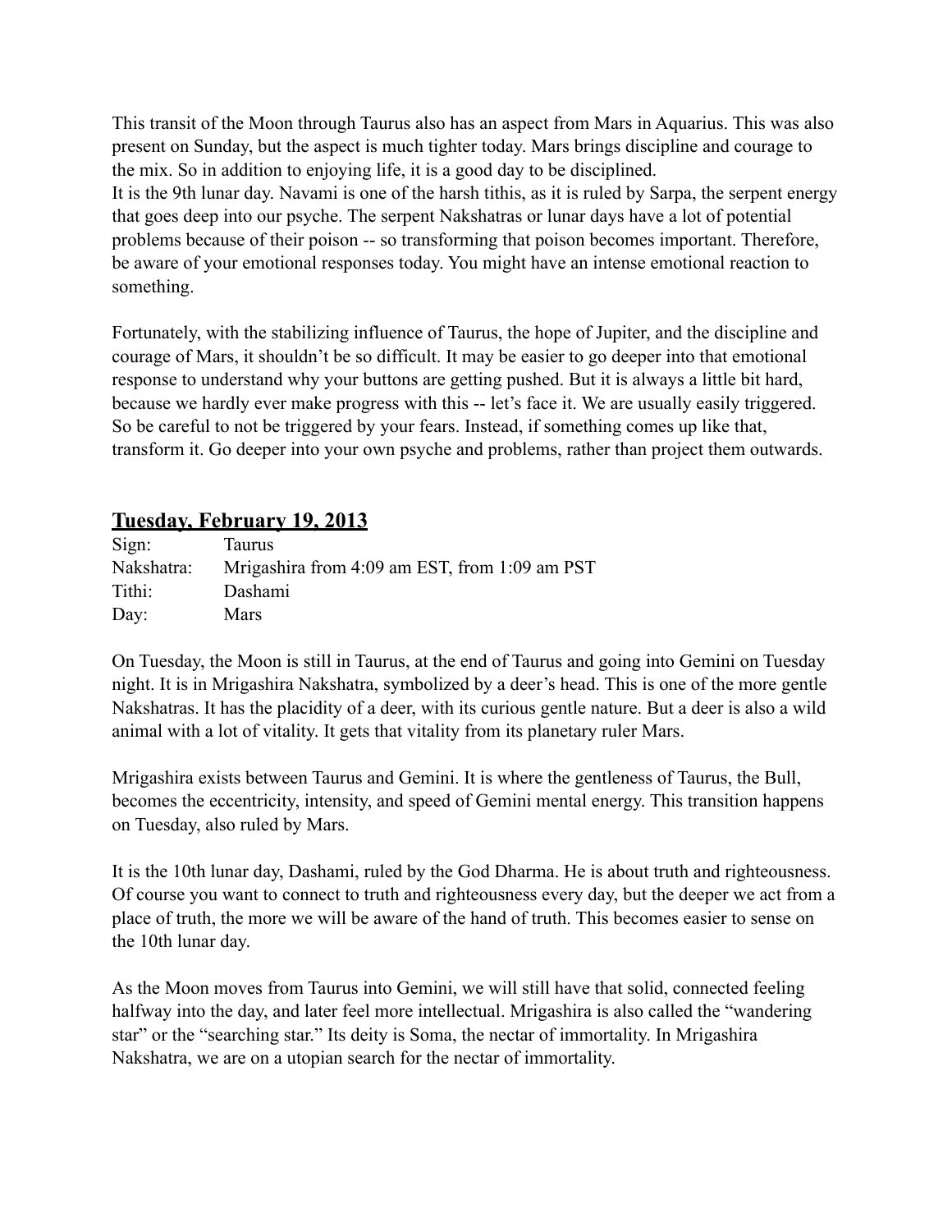This transit of the Moon through Taurus also has an aspect from Mars in Aquarius. This was also present on Sunday, but the aspect is much tighter today. Mars brings discipline and courage to the mix. So in addition to enjoying life, it is a good day to be disciplined.
It is the 9th lunar day. Navami is one of the harsh tithis, as it is ruled by Sarpa, the serpent energy that goes deep into our psyche. The serpent Nakshatras or lunar days have a lot of potential problems because of their poison -- so transforming that poison becomes important. Therefore, be aware of your emotional responses today. You might have an intense emotional reaction to something.

Fortunately, with the stabilizing influence of Taurus, the hope of Jupiter, and the discipline and courage of Mars, it shouldn't be so difficult. It may be easier to go deeper into that emotional response to understand why your buttons are getting pushed. But it is always a little bit hard, because we hardly ever make progress with this -- let's face it. We are usually easily triggered. So be careful to not be triggered by your fears. Instead, if something comes up like that, transform it. Go deeper into your own psyche and problems, rather than project them outwards.

## **Tuesday, February 19, 2013**

| | |
|---|---|
| Sign: | Taurus |
| Nakshatra: | Mrigashira from 4:09 am EST, from 1:09 am PST |
| Tithi: | Dashami |
| Day: | Mars |

On Tuesday, the Moon is still in Taurus, at the end of Taurus and going into Gemini on Tuesday night. It is in Mrigashira Nakshatra, symbolized by a deer's head. This is one of the more gentle Nakshatras. It has the placidity of a deer, with its curious gentle nature. But a deer is also a wild animal with a lot of vitality. It gets that vitality from its planetary ruler Mars.

Mrigashira exists between Taurus and Gemini. It is where the gentleness of Taurus, the Bull, becomes the eccentricity, intensity, and speed of Gemini mental energy. This transition happens on Tuesday, also ruled by Mars.

It is the 10th lunar day, Dashami, ruled by the God Dharma. He is about truth and righteousness. Of course you want to connect to truth and righteousness every day, but the deeper we act from a place of truth, the more we will be aware of the hand of truth. This becomes easier to sense on the 10th lunar day.

As the Moon moves from Taurus into Gemini, we will still have that solid, connected feeling halfway into the day, and later feel more intellectual. Mrigashira is also called the "wandering star" or the "searching star." Its deity is Soma, the nectar of immortality. In Mrigashira Nakshatra, we are on a utopian search for the nectar of immortality.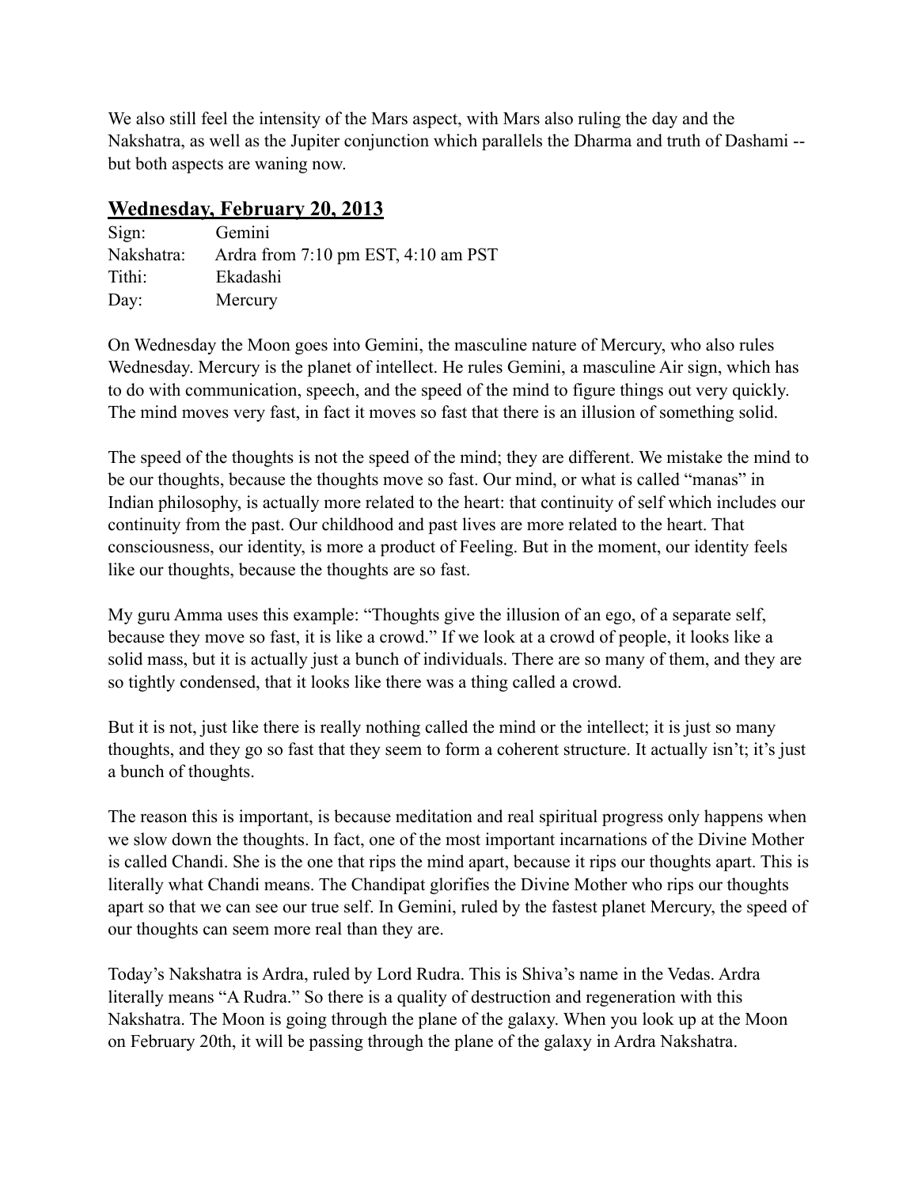We also still feel the intensity of the Mars aspect, with Mars also ruling the day and the Nakshatra, as well as the Jupiter conjunction which parallels the Dharma and truth of Dashami -- but both aspects are waning now.

## Wednesday, February 20, 2013

Sign: Gemini
Nakshatra: Ardra from 7:10 pm EST, 4:10 am PST
Tithi: Ekadashi
Day: Mercury

On Wednesday the Moon goes into Gemini, the masculine nature of Mercury, who also rules Wednesday. Mercury is the planet of intellect. He rules Gemini, a masculine Air sign, which has to do with communication, speech, and the speed of the mind to figure things out very quickly. The mind moves very fast, in fact it moves so fast that there is an illusion of something solid.

The speed of the thoughts is not the speed of the mind; they are different. We mistake the mind to be our thoughts, because the thoughts move so fast. Our mind, or what is called "manas" in Indian philosophy, is actually more related to the heart: that continuity of self which includes our continuity from the past. Our childhood and past lives are more related to the heart. That consciousness, our identity, is more a product of Feeling. But in the moment, our identity feels like our thoughts, because the thoughts are so fast.

My guru Amma uses this example: "Thoughts give the illusion of an ego, of a separate self, because they move so fast, it is like a crowd." If we look at a crowd of people, it looks like a solid mass, but it is actually just a bunch of individuals. There are so many of them, and they are so tightly condensed, that it looks like there was a thing called a crowd.

But it is not, just like there is really nothing called the mind or the intellect; it is just so many thoughts, and they go so fast that they seem to form a coherent structure. It actually isn't; it's just a bunch of thoughts.

The reason this is important, is because meditation and real spiritual progress only happens when we slow down the thoughts. In fact, one of the most important incarnations of the Divine Mother is called Chandi. She is the one that rips the mind apart, because it rips our thoughts apart. This is literally what Chandi means. The Chandipat glorifies the Divine Mother who rips our thoughts apart so that we can see our true self. In Gemini, ruled by the fastest planet Mercury, the speed of our thoughts can seem more real than they are.

Today's Nakshatra is Ardra, ruled by Lord Rudra. This is Shiva's name in the Vedas. Ardra literally means "A Rudra." So there is a quality of destruction and regeneration with this Nakshatra. The Moon is going through the plane of the galaxy. When you look up at the Moon on February 20th, it will be passing through the plane of the galaxy in Ardra Nakshatra.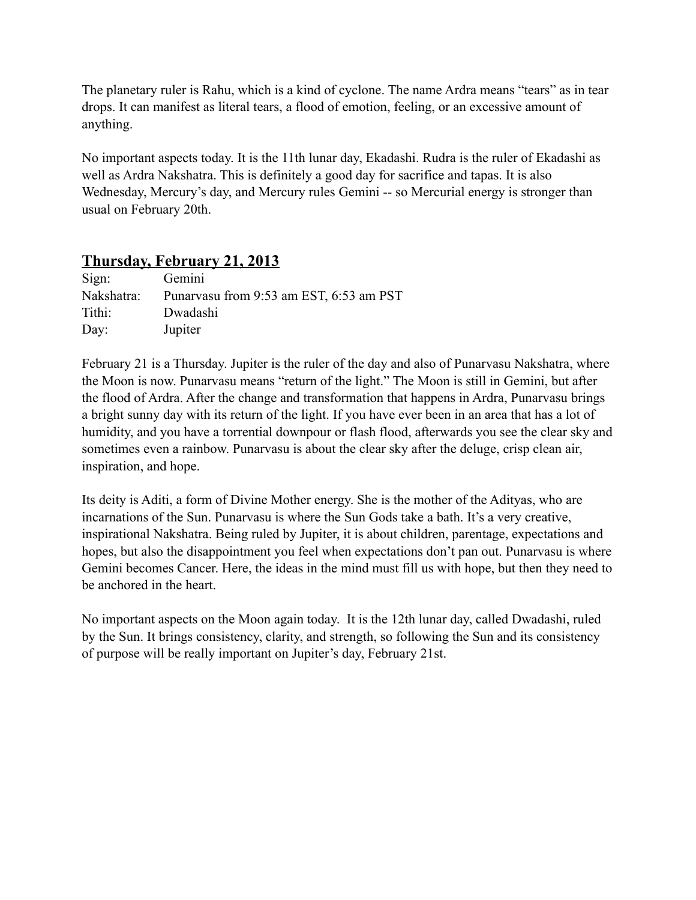The planetary ruler is Rahu, which is a kind of cyclone. The name Ardra means "tears" as in tear drops. It can manifest as literal tears, a flood of emotion, feeling, or an excessive amount of anything.

No important aspects today. It is the 11th lunar day, Ekadashi. Rudra is the ruler of Ekadashi as well as Ardra Nakshatra. This is definitely a good day for sacrifice and tapas. It is also Wednesday, Mercury's day, and Mercury rules Gemini -- so Mercurial energy is stronger than usual on February 20th.

## Thursday, February 21, 2013

Sign: Gemini
Nakshatra: Punarvasu from 9:53 am EST, 6:53 am PST
Tithi: Dwadashi
Day: Jupiter

February 21 is a Thursday. Jupiter is the ruler of the day and also of Punarvasu Nakshatra, where the Moon is now. Punarvasu means "return of the light." The Moon is still in Gemini, but after the flood of Ardra. After the change and transformation that happens in Ardra, Punarvasu brings a bright sunny day with its return of the light. If you have ever been in an area that has a lot of humidity, and you have a torrential downpour or flash flood, afterwards you see the clear sky and sometimes even a rainbow. Punarvasu is about the clear sky after the deluge, crisp clean air, inspiration, and hope.

Its deity is Aditi, a form of Divine Mother energy. She is the mother of the Adityas, who are incarnations of the Sun. Punarvasu is where the Sun Gods take a bath. It's a very creative, inspirational Nakshatra. Being ruled by Jupiter, it is about children, parentage, expectations and hopes, but also the disappointment you feel when expectations don't pan out. Punarvasu is where Gemini becomes Cancer. Here, the ideas in the mind must fill us with hope, but then they need to be anchored in the heart.

No important aspects on the Moon again today. It is the 12th lunar day, called Dwadashi, ruled by the Sun. It brings consistency, clarity, and strength, so following the Sun and its consistency of purpose will be really important on Jupiter's day, February 21st.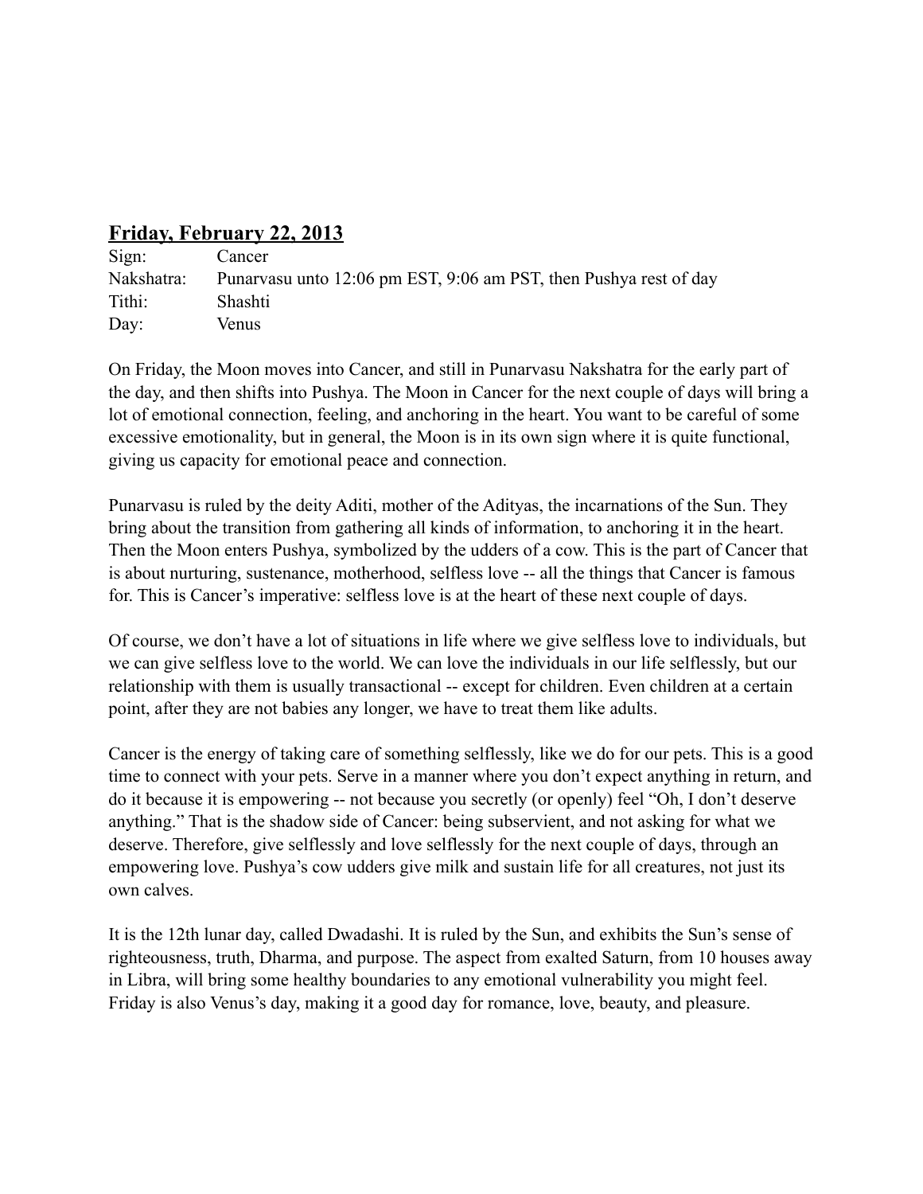## **Friday, February 22, 2013**

| | |
|---|---|
| Sign: | Cancer |
| Nakshatra: | Punarvasu unto 12:06 pm EST, 9:06 am PST, then Pushya rest of day |
| Tithi: | Shashti |
| Day: | Venus |

On Friday, the Moon moves into Cancer, and still in Punarvasu Nakshatra for the early part of the day, and then shifts into Pushya. The Moon in Cancer for the next couple of days will bring a lot of emotional connection, feeling, and anchoring in the heart. You want to be careful of some excessive emotionality, but in general, the Moon is in its own sign where it is quite functional, giving us capacity for emotional peace and connection.

Punarvasu is ruled by the deity Aditi, mother of the Adityas, the incarnations of the Sun. They bring about the transition from gathering all kinds of information, to anchoring it in the heart. Then the Moon enters Pushya, symbolized by the udders of a cow. This is the part of Cancer that is about nurturing, sustenance, motherhood, selfless love -- all the things that Cancer is famous for. This is Cancer's imperative: selfless love is at the heart of these next couple of days.

Of course, we don't have a lot of situations in life where we give selfless love to individuals, but we can give selfless love to the world. We can love the individuals in our life selflessly, but our relationship with them is usually transactional -- except for children. Even children at a certain point, after they are not babies any longer, we have to treat them like adults.

Cancer is the energy of taking care of something selflessly, like we do for our pets. This is a good time to connect with your pets. Serve in a manner where you don't expect anything in return, and do it because it is empowering -- not because you secretly (or openly) feel "Oh, I don't deserve anything." That is the shadow side of Cancer: being subservient, and not asking for what we deserve. Therefore, give selflessly and love selflessly for the next couple of days, through an empowering love. Pushya's cow udders give milk and sustain life for all creatures, not just its own calves.

It is the 12th lunar day, called Dwadashi. It is ruled by the Sun, and exhibits the Sun's sense of righteousness, truth, Dharma, and purpose. The aspect from exalted Saturn, from 10 houses away in Libra, will bring some healthy boundaries to any emotional vulnerability you might feel. Friday is also Venus's day, making it a good day for romance, love, beauty, and pleasure.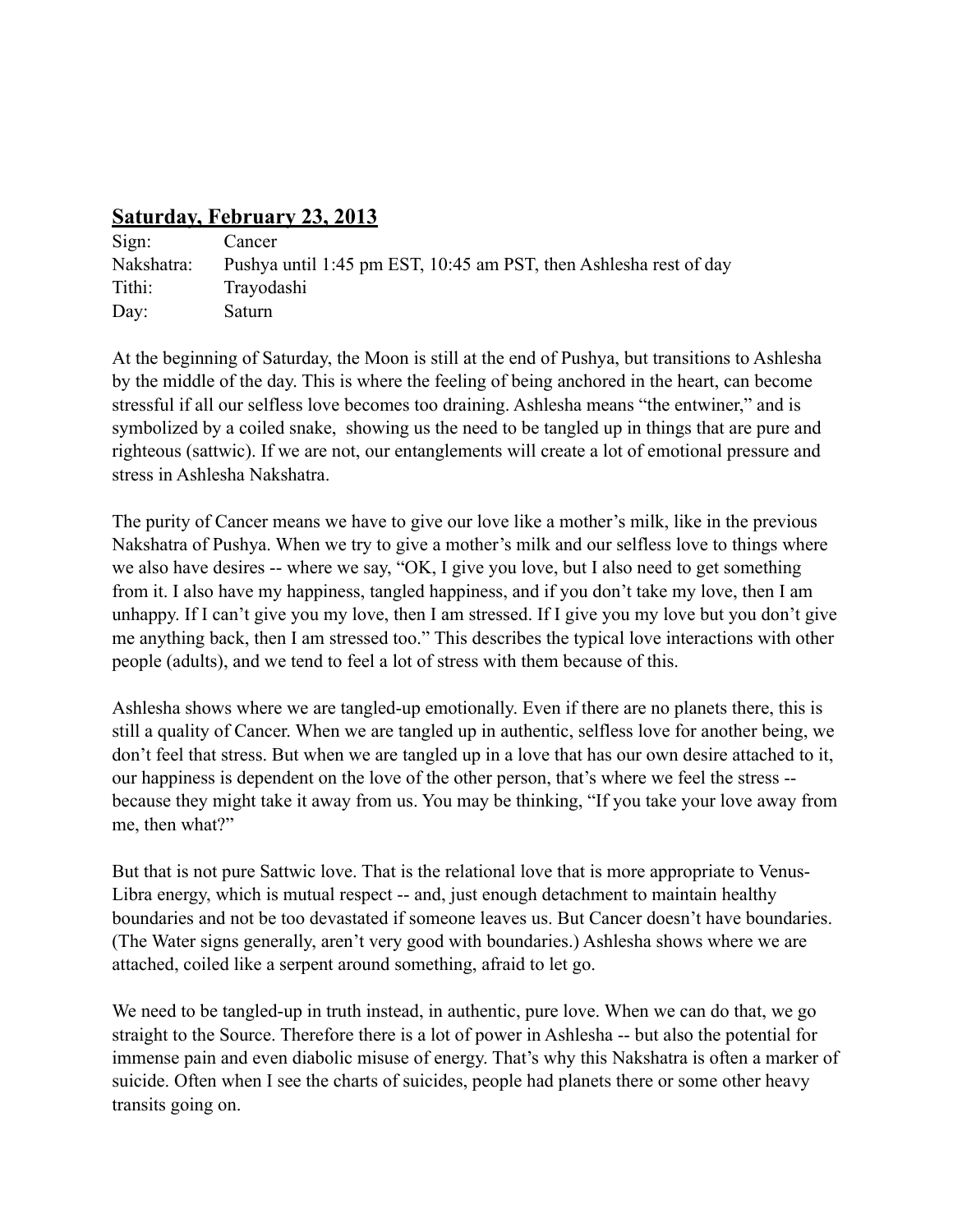## **Saturday, February 23, 2013**

| | |
|---|---|
| Sign: | Cancer |
| Nakshatra: | Pushya until 1:45 pm EST, 10:45 am PST, then Ashlesha rest of day |
| Tithi: | Trayodashi |
| Day: | Saturn |

At the beginning of Saturday, the Moon is still at the end of Pushya, but transitions to Ashlesha by the middle of the day. This is where the feeling of being anchored in the heart, can become stressful if all our selfless love becomes too draining. Ashlesha means "the entwiner," and is symbolized by a coiled snake, showing us the need to be tangled up in things that are pure and righteous (sattwic). If we are not, our entanglements will create a lot of emotional pressure and stress in Ashlesha Nakshatra.

The purity of Cancer means we have to give our love like a mother's milk, like in the previous Nakshatra of Pushya. When we try to give a mother's milk and our selfless love to things where we also have desires -- where we say, "OK, I give you love, but I also need to get something from it. I also have my happiness, tangled happiness, and if you don't take my love, then I am unhappy. If I can't give you my love, then I am stressed. If I give you my love but you don't give me anything back, then I am stressed too." This describes the typical love interactions with other people (adults), and we tend to feel a lot of stress with them because of this.

Ashlesha shows where we are tangled-up emotionally. Even if there are no planets there, this is still a quality of Cancer. When we are tangled up in authentic, selfless love for another being, we don't feel that stress. But when we are tangled up in a love that has our own desire attached to it, our happiness is dependent on the love of the other person, that's where we feel the stress -- because they might take it away from us. You may be thinking, "If you take your love away from me, then what?"

But that is not pure Sattwic love. That is the relational love that is more appropriate to Venus-Libra energy, which is mutual respect -- and, just enough detachment to maintain healthy boundaries and not be too devastated if someone leaves us. But Cancer doesn't have boundaries. (The Water signs generally, aren't very good with boundaries.) Ashlesha shows where we are attached, coiled like a serpent around something, afraid to let go.

We need to be tangled-up in truth instead, in authentic, pure love. When we can do that, we go straight to the Source. Therefore there is a lot of power in Ashlesha -- but also the potential for immense pain and even diabolic misuse of energy. That's why this Nakshatra is often a marker of suicide. Often when I see the charts of suicides, people had planets there or some other heavy transits going on.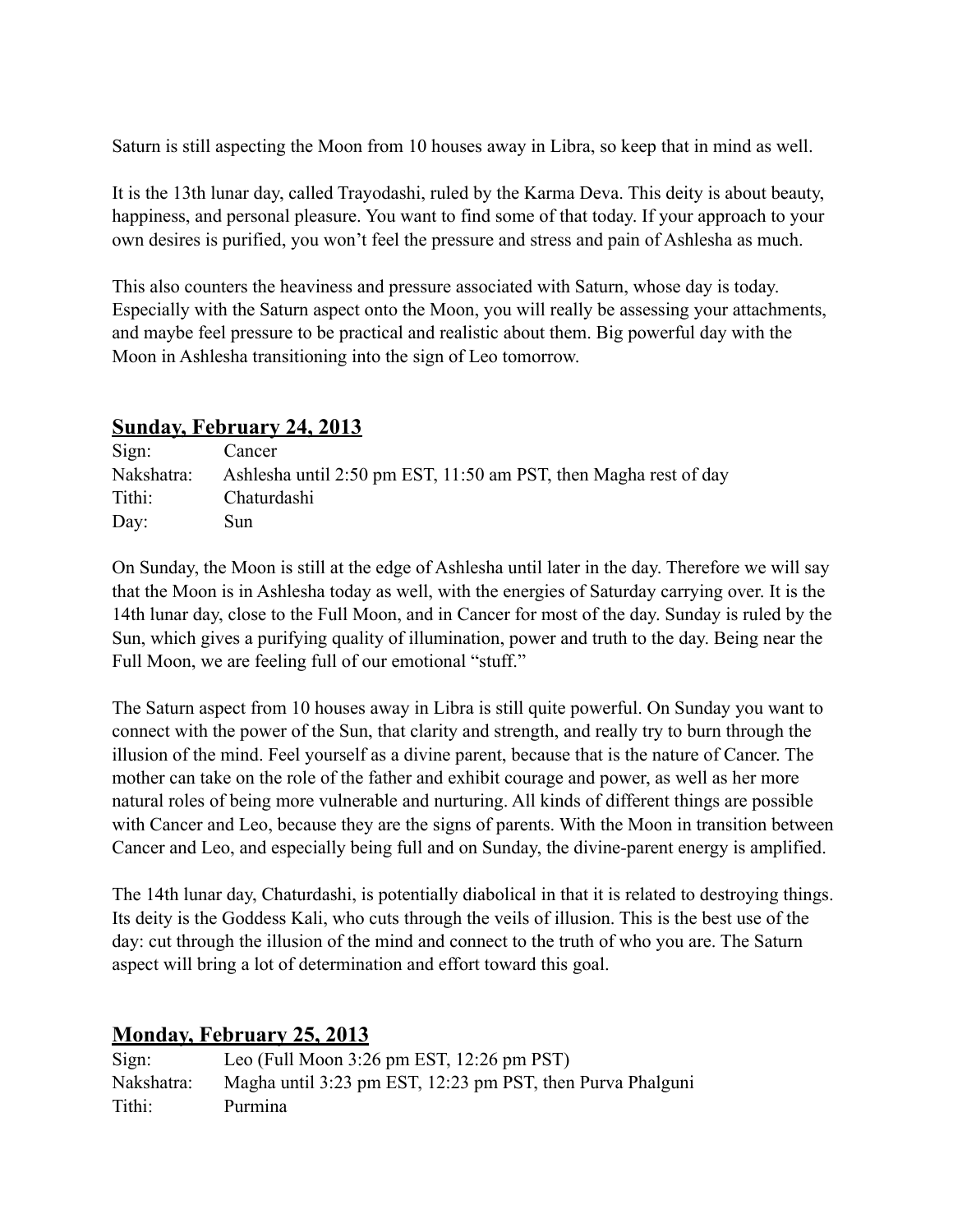Saturn is still aspecting the Moon from 10 houses away in Libra, so keep that in mind as well.

It is the 13th lunar day, called Trayodashi, ruled by the Karma Deva. This deity is about beauty, happiness, and personal pleasure. You want to find some of that today. If your approach to your own desires is purified, you won't feel the pressure and stress and pain of Ashlesha as much.

This also counters the heaviness and pressure associated with Saturn, whose day is today. Especially with the Saturn aspect onto the Moon, you will really be assessing your attachments, and maybe feel pressure to be practical and realistic about them. Big powerful day with the Moon in Ashlesha transitioning into the sign of Leo tomorrow.

## **Sunday, February 24, 2013**

Sign: Cancer
Nakshatra: Ashlesha until 2:50 pm EST, 11:50 am PST, then Magha rest of day
Tithi: Chaturdashi
Day: Sun

On Sunday, the Moon is still at the edge of Ashlesha until later in the day. Therefore we will say that the Moon is in Ashlesha today as well, with the energies of Saturday carrying over. It is the 14th lunar day, close to the Full Moon, and in Cancer for most of the day. Sunday is ruled by the Sun, which gives a purifying quality of illumination, power and truth to the day. Being near the Full Moon, we are feeling full of our emotional "stuff."

The Saturn aspect from 10 houses away in Libra is still quite powerful. On Sunday you want to connect with the power of the Sun, that clarity and strength, and really try to burn through the illusion of the mind. Feel yourself as a divine parent, because that is the nature of Cancer. The mother can take on the role of the father and exhibit courage and power, as well as her more natural roles of being more vulnerable and nurturing. All kinds of different things are possible with Cancer and Leo, because they are the signs of parents. With the Moon in transition between Cancer and Leo, and especially being full and on Sunday, the divine-parent energy is amplified.

The 14th lunar day, Chaturdashi, is potentially diabolical in that it is related to destroying things. Its deity is the Goddess Kali, who cuts through the veils of illusion. This is the best use of the day: cut through the illusion of the mind and connect to the truth of who you are. The Saturn aspect will bring a lot of determination and effort toward this goal.

## **Monday, February 25, 2013**

Sign: Leo (Full Moon 3:26 pm EST, 12:26 pm PST)
Nakshatra: Magha until 3:23 pm EST, 12:23 pm PST, then Purva Phalguni
Tithi: Purmina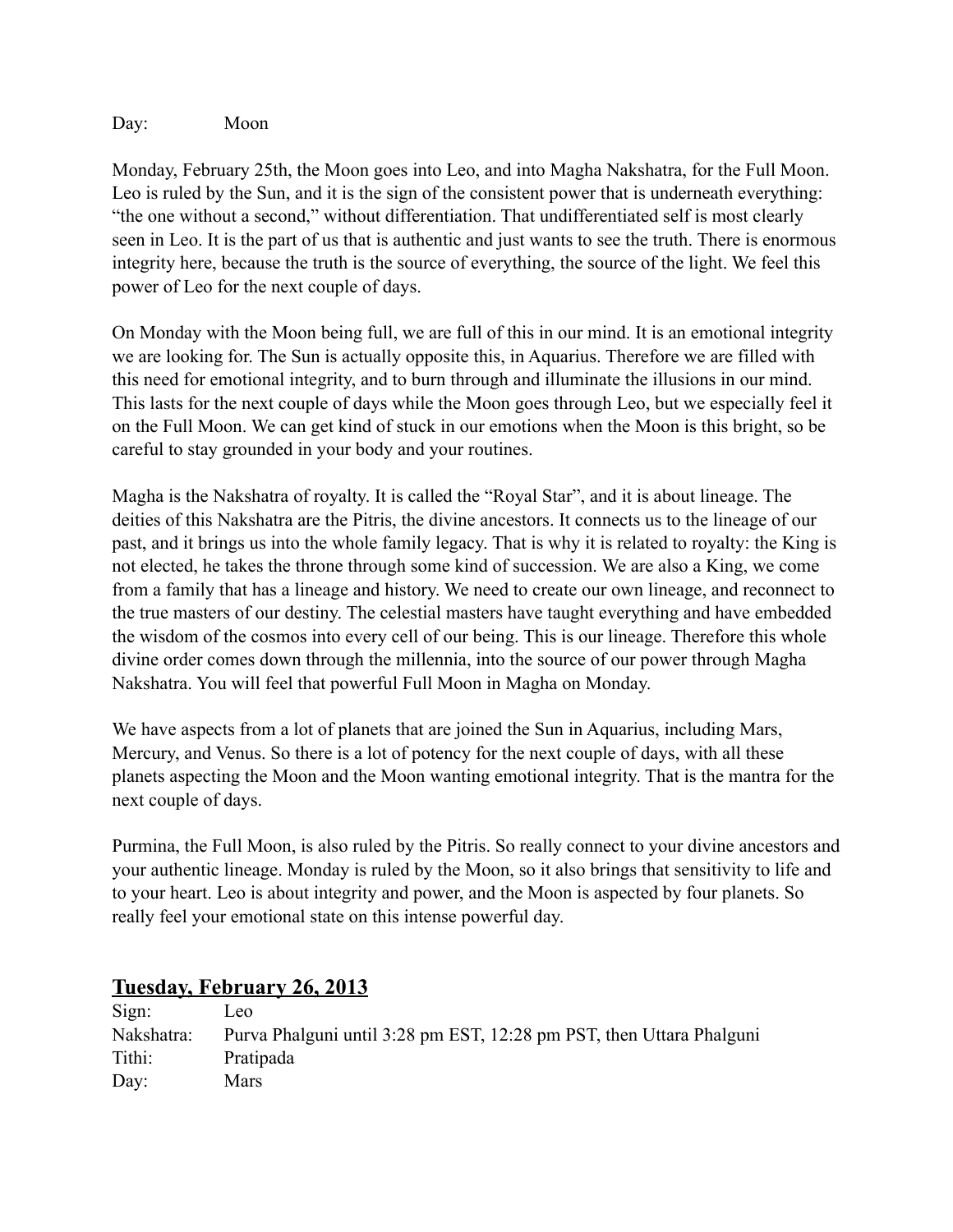Day: Moon

Monday, February 25th, the Moon goes into Leo, and into Magha Nakshatra, for the Full Moon. Leo is ruled by the Sun, and it is the sign of the consistent power that is underneath everything: "the one without a second," without differentiation. That undifferentiated self is most clearly seen in Leo. It is the part of us that is authentic and just wants to see the truth. There is enormous integrity here, because the truth is the source of everything, the source of the light. We feel this power of Leo for the next couple of days.

On Monday with the Moon being full, we are full of this in our mind. It is an emotional integrity we are looking for. The Sun is actually opposite this, in Aquarius. Therefore we are filled with this need for emotional integrity, and to burn through and illuminate the illusions in our mind. This lasts for the next couple of days while the Moon goes through Leo, but we especially feel it on the Full Moon. We can get kind of stuck in our emotions when the Moon is this bright, so be careful to stay grounded in your body and your routines.

Magha is the Nakshatra of royalty. It is called the "Royal Star", and it is about lineage. The deities of this Nakshatra are the Pitris, the divine ancestors. It connects us to the lineage of our past, and it brings us into the whole family legacy. That is why it is related to royalty: the King is not elected, he takes the throne through some kind of succession. We are also a King, we come from a family that has a lineage and history. We need to create our own lineage, and reconnect to the true masters of our destiny. The celestial masters have taught everything and have embedded the wisdom of the cosmos into every cell of our being. This is our lineage. Therefore this whole divine order comes down through the millennia, into the source of our power through Magha Nakshatra. You will feel that powerful Full Moon in Magha on Monday.

We have aspects from a lot of planets that are joined the Sun in Aquarius, including Mars, Mercury, and Venus. So there is a lot of potency for the next couple of days, with all these planets aspecting the Moon and the Moon wanting emotional integrity. That is the mantra for the next couple of days.

Purmina, the Full Moon, is also ruled by the Pitris. So really connect to your divine ancestors and your authentic lineage. Monday is ruled by the Moon, so it also brings that sensitivity to life and to your heart. Leo is about integrity and power, and the Moon is aspected by four planets. So really feel your emotional state on this intense powerful day.

## Tuesday, February 26, 2013

Sign: Leo
Nakshatra: Purva Phalguni until 3:28 pm EST, 12:28 pm PST, then Uttara Phalguni
Tithi: Pratipada
Day: Mars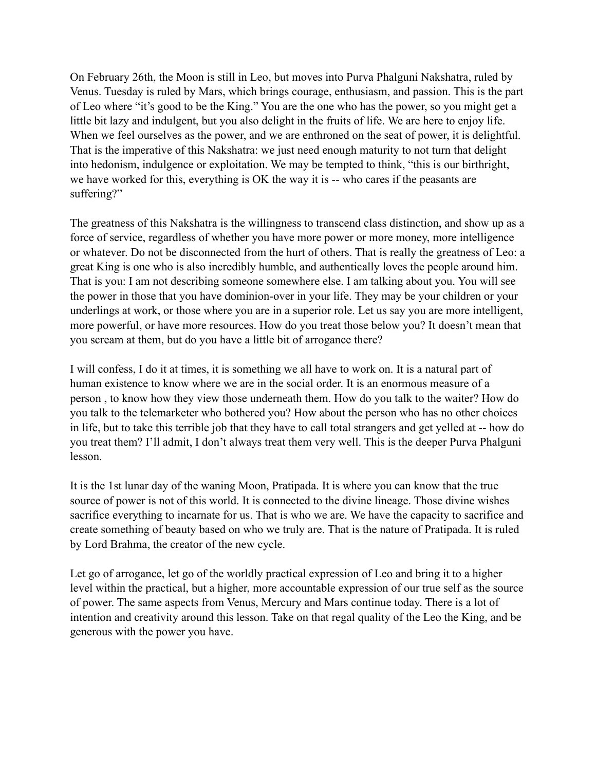On February 26th, the Moon is still in Leo, but moves into Purva Phalguni Nakshatra, ruled by Venus. Tuesday is ruled by Mars, which brings courage, enthusiasm, and passion. This is the part of Leo where "it's good to be the King." You are the one who has the power, so you might get a little bit lazy and indulgent, but you also delight in the fruits of life. We are here to enjoy life. When we feel ourselves as the power, and we are enthroned on the seat of power, it is delightful. That is the imperative of this Nakshatra: we just need enough maturity to not turn that delight into hedonism, indulgence or exploitation. We may be tempted to think, "this is our birthright, we have worked for this, everything is OK the way it is -- who cares if the peasants are suffering?"

The greatness of this Nakshatra is the willingness to transcend class distinction, and show up as a force of service, regardless of whether you have more power or more money, more intelligence or whatever. Do not be disconnected from the hurt of others. That is really the greatness of Leo: a great King is one who is also incredibly humble, and authentically loves the people around him. That is you: I am not describing someone somewhere else. I am talking about you. You will see the power in those that you have dominion-over in your life. They may be your children or your underlings at work, or those where you are in a superior role. Let us say you are more intelligent, more powerful, or have more resources. How do you treat those below you? It doesn't mean that you scream at them, but do you have a little bit of arrogance there?

I will confess, I do it at times, it is something we all have to work on. It is a natural part of human existence to know where we are in the social order. It is an enormous measure of a person , to know how they view those underneath them. How do you talk to the waiter? How do you talk to the telemarketer who bothered you? How about the person who has no other choices in life, but to take this terrible job that they have to call total strangers and get yelled at -- how do you treat them? I'll admit, I don't always treat them very well. This is the deeper Purva Phalguni lesson.

It is the 1st lunar day of the waning Moon, Pratipada. It is where you can know that the true source of power is not of this world. It is connected to the divine lineage. Those divine wishes sacrifice everything to incarnate for us. That is who we are. We have the capacity to sacrifice and create something of beauty based on who we truly are. That is the nature of Pratipada. It is ruled by Lord Brahma, the creator of the new cycle.

Let go of arrogance, let go of the worldly practical expression of Leo and bring it to a higher level within the practical, but a higher, more accountable expression of our true self as the source of power. The same aspects from Venus, Mercury and Mars continue today. There is a lot of intention and creativity around this lesson. Take on that regal quality of the Leo the King, and be generous with the power you have.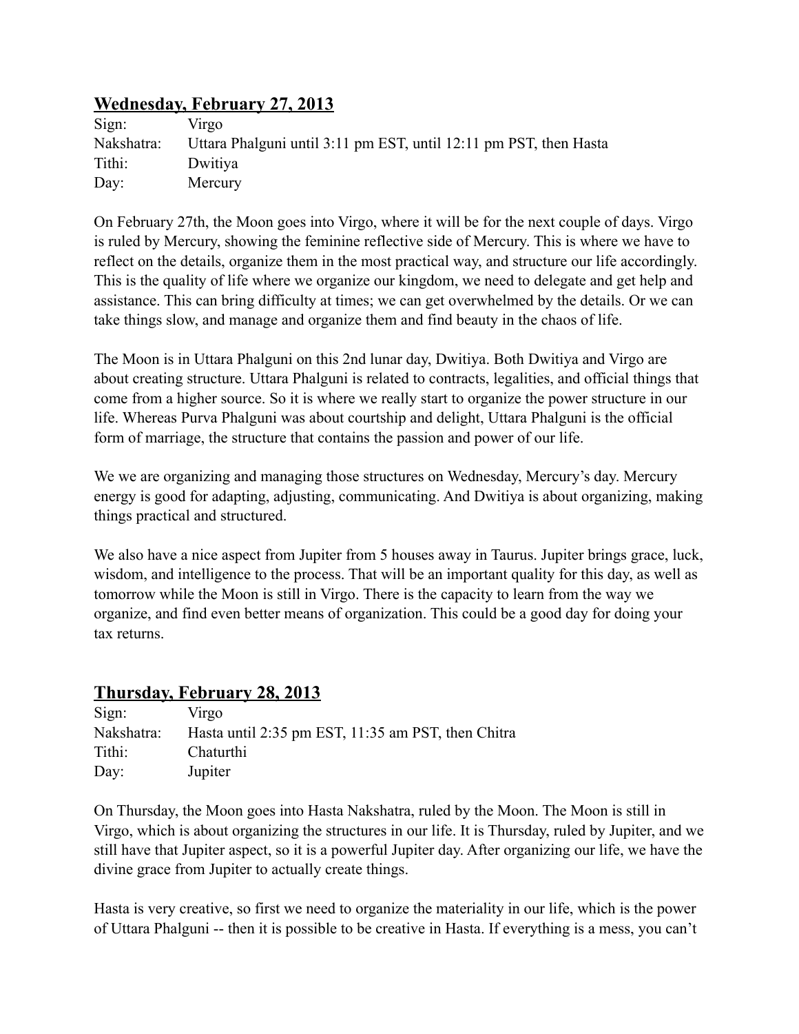## Wednesday, February 27, 2013

Sign: Virgo
Nakshatra: Uttara Phalguni until 3:11 pm EST, until 12:11 pm PST, then Hasta
Tithi: Dwitiya
Day: Mercury

On February 27th, the Moon goes into Virgo, where it will be for the next couple of days. Virgo is ruled by Mercury, showing the feminine reflective side of Mercury. This is where we have to reflect on the details, organize them in the most practical way, and structure our life accordingly. This is the quality of life where we organize our kingdom, we need to delegate and get help and assistance. This can bring difficulty at times; we can get overwhelmed by the details. Or we can take things slow, and manage and organize them and find beauty in the chaos of life.

The Moon is in Uttara Phalguni on this 2nd lunar day, Dwitiya. Both Dwitiya and Virgo are about creating structure. Uttara Phalguni is related to contracts, legalities, and official things that come from a higher source. So it is where we really start to organize the power structure in our life. Whereas Purva Phalguni was about courtship and delight, Uttara Phalguni is the official form of marriage, the structure that contains the passion and power of our life.

We we are organizing and managing those structures on Wednesday, Mercury's day. Mercury energy is good for adapting, adjusting, communicating. And Dwitiya is about organizing, making things practical and structured.

We also have a nice aspect from Jupiter from 5 houses away in Taurus. Jupiter brings grace, luck, wisdom, and intelligence to the process. That will be an important quality for this day, as well as tomorrow while the Moon is still in Virgo. There is the capacity to learn from the way we organize, and find even better means of organization. This could be a good day for doing your tax returns.

## Thursday, February 28, 2013

Sign: Virgo
Nakshatra: Hasta until 2:35 pm EST, 11:35 am PST, then Chitra
Tithi: Chaturthi
Day: Jupiter

On Thursday, the Moon goes into Hasta Nakshatra, ruled by the Moon. The Moon is still in Virgo, which is about organizing the structures in our life. It is Thursday, ruled by Jupiter, and we still have that Jupiter aspect, so it is a powerful Jupiter day. After organizing our life, we have the divine grace from Jupiter to actually create things.

Hasta is very creative, so first we need to organize the materiality in our life, which is the power of Uttara Phalguni -- then it is possible to be creative in Hasta. If everything is a mess, you can't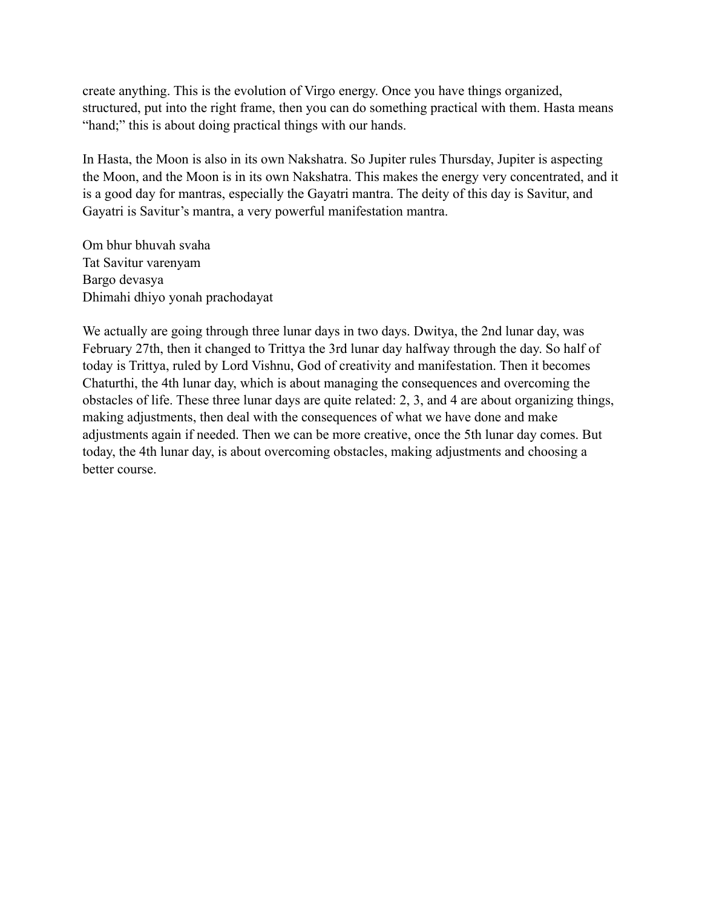create anything. This is the evolution of Virgo energy. Once you have things organized, structured, put into the right frame, then you can do something practical with them. Hasta means "hand;" this is about doing practical things with our hands.

In Hasta, the Moon is also in its own Nakshatra. So Jupiter rules Thursday, Jupiter is aspecting the Moon, and the Moon is in its own Nakshatra. This makes the energy very concentrated, and it is a good day for mantras, especially the Gayatri mantra. The deity of this day is Savitur, and Gayatri is Savitur's mantra, a very powerful manifestation mantra.

Om bhur bhuvah svaha
Tat Savitur varenyam
Bargo devasya
Dhimahi dhiyo yonah prachodayat

We actually are going through three lunar days in two days. Dwitya, the 2nd lunar day, was February 27th, then it changed to Trittya the 3rd lunar day halfway through the day. So half of today is Trittya, ruled by Lord Vishnu, God of creativity and manifestation. Then it becomes Chaturthi, the 4th lunar day, which is about managing the consequences and overcoming the obstacles of life. These three lunar days are quite related: 2, 3, and 4 are about organizing things, making adjustments, then deal with the consequences of what we have done and make adjustments again if needed. Then we can be more creative, once the 5th lunar day comes. But today, the 4th lunar day, is about overcoming obstacles, making adjustments and choosing a better course.